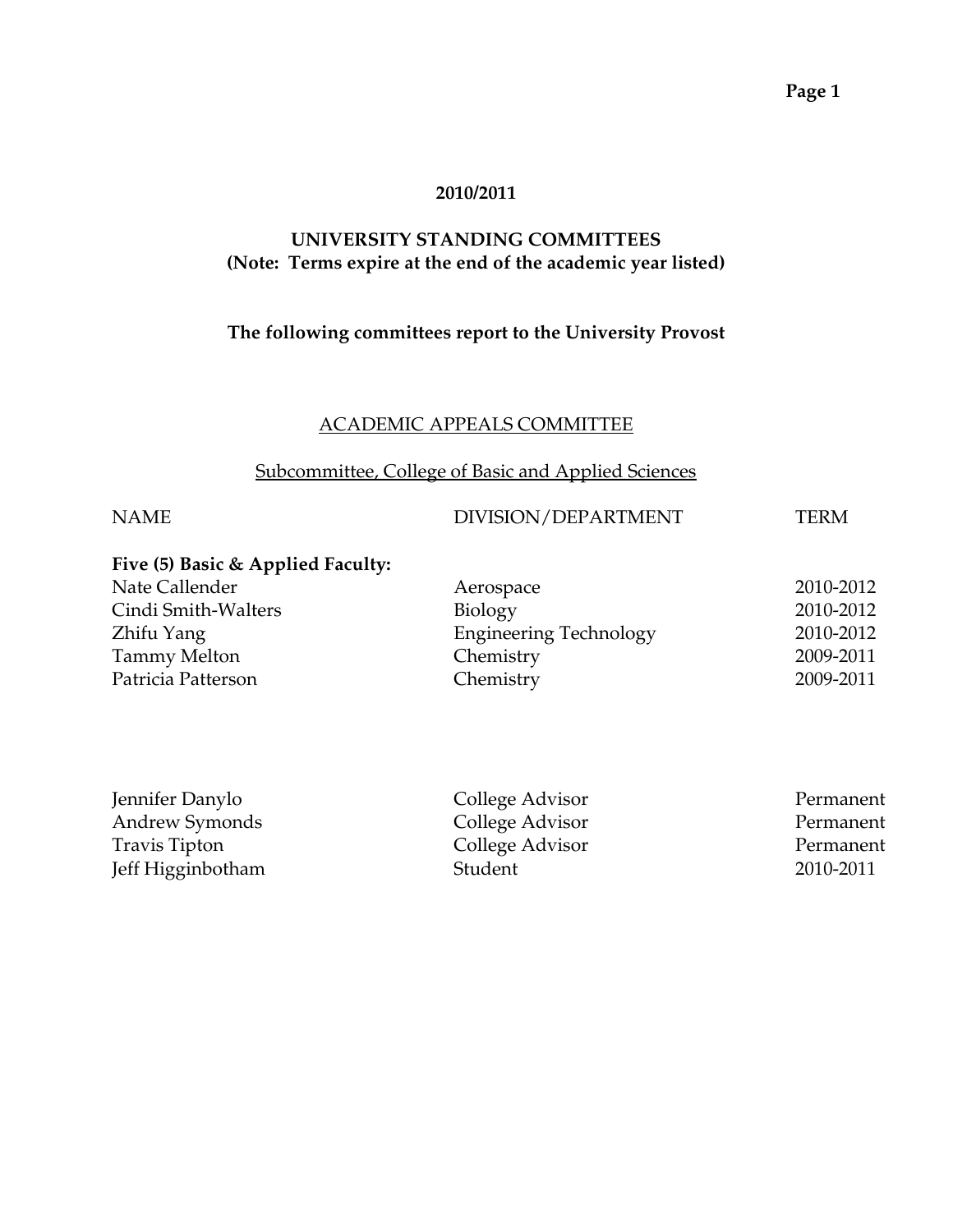**2010/2011**

**UNIVERSITY STANDING COMMITTEES**
**(Note: Terms expire at the end of the academic year listed)**

**The following committees report to the University Provost**

## ACADEMIC APPEALS COMMITTEE

### Subcommittee, College of Basic and Applied Sciences

| NAME | DIVISION/DEPARTMENT | TERM |
|---|---|---|
| **Five (5) Basic & Applied Faculty:** | | |
| Nate Callender | Aerospace | 2010-2012 |
| Cindi Smith-Walters | Biology | 2010-2012 |
| Zhifu Yang | Engineering Technology | 2010-2012 |
| Tammy Melton | Chemistry | 2009-2011 |
| Patricia Patterson | Chemistry | 2009-2011 |
| | | |
| Jennifer Danylo | College Advisor | Permanent |
| Andrew Symonds | College Advisor | Permanent |
| Travis Tipton | College Advisor | Permanent |
| Jeff Higginbotham | Student | 2010-2011 |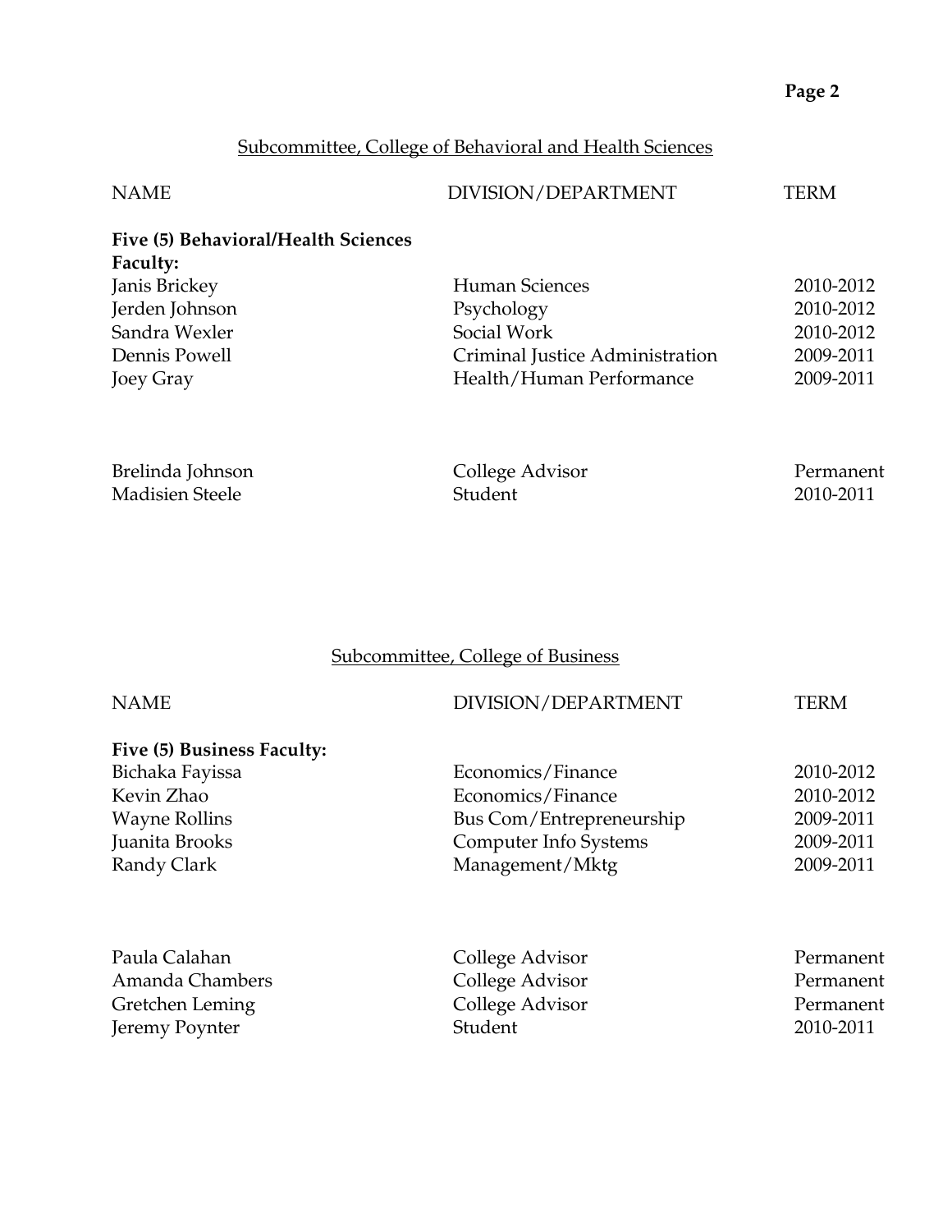## Subcommittee, College of Behavioral and Health Sciences

| NAME | DIVISION/DEPARTMENT | TERM |
|---|---|---|
| **Five (5) Behavioral/Health Sciences Faculty:** | | |
| Janis Brickey | Human Sciences | 2010-2012 |
| Jerden Johnson | Psychology | 2010-2012 |
| Sandra Wexler | Social Work | 2010-2012 |
| Dennis Powell | Criminal Justice Administration | 2009-2011 |
| Joey Gray | Health/Human Performance | 2009-2011 |
| | | |
| Brelinda Johnson | College Advisor | Permanent |
| Madisien Steele | Student | 2010-2011 |

## Subcommittee, College of Business

| NAME | DIVISION/DEPARTMENT | TERM |
|---|---|---|
| **Five (5) Business Faculty:** | | |
| Bichaka Fayissa | Economics/Finance | 2010-2012 |
| Kevin Zhao | Economics/Finance | 2010-2012 |
| Wayne Rollins | Bus Com/Entrepreneurship | 2009-2011 |
| Juanita Brooks | Computer Info Systems | 2009-2011 |
| Randy Clark | Management/Mktg | 2009-2011 |
| | | |
| Paula Calahan | College Advisor | Permanent |
| Amanda Chambers | College Advisor | Permanent |
| Gretchen Leming | College Advisor | Permanent |
| Jeremy Poynter | Student | 2010-2011 |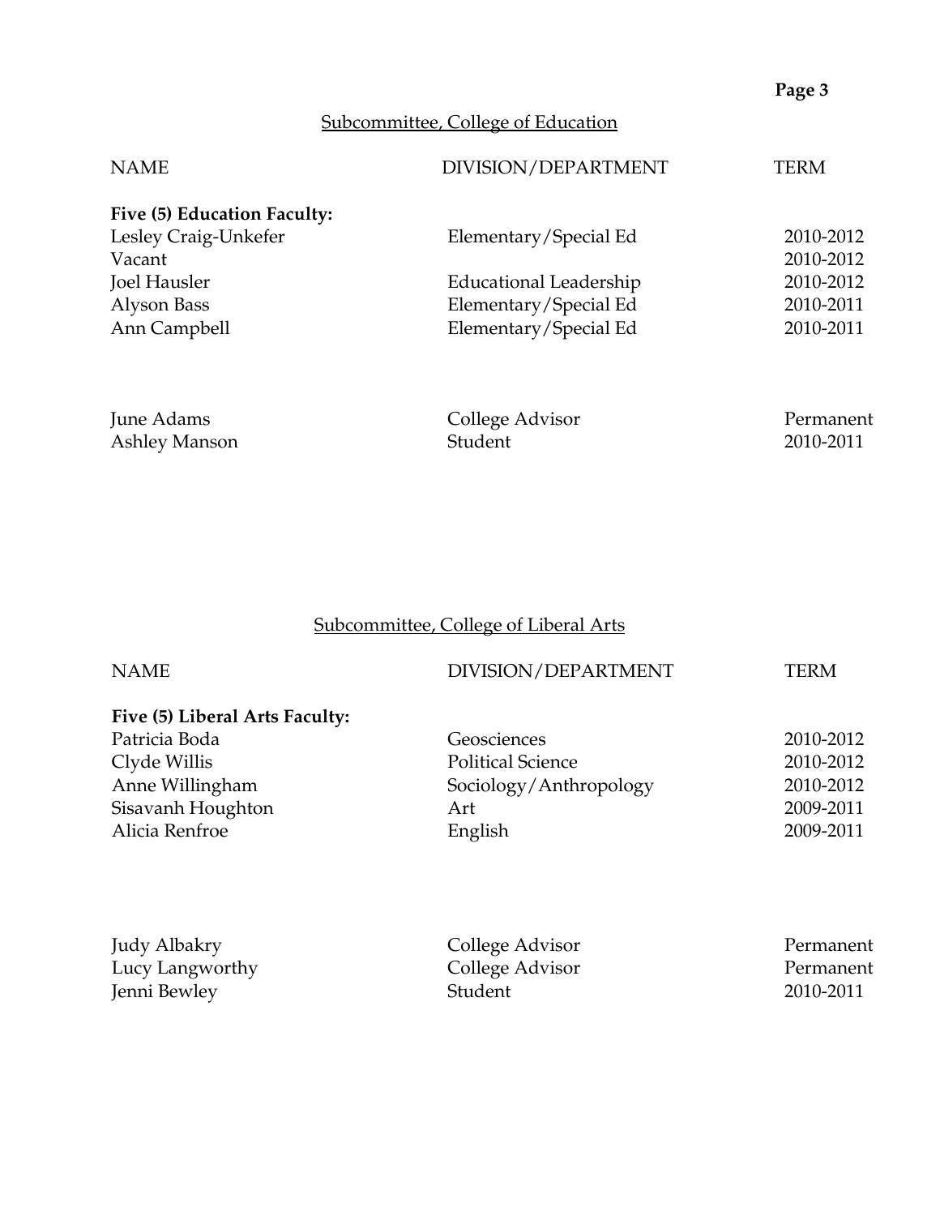## Subcommittee, College of Education

| NAME | DIVISION/DEPARTMENT | TERM |
|---|---|---|
| **Five (5) Education Faculty:** | | |
| Lesley Craig-Unkefer | Elementary/Special Ed | 2010-2012 |
| Vacant | | 2010-2012 |
| Joel Hausler | Educational Leadership | 2010-2012 |
| Alyson Bass | Elementary/Special Ed | 2010-2011 |
| Ann Campbell | Elementary/Special Ed | 2010-2011 |
| June Adams | College Advisor | Permanent |
| Ashley Manson | Student | 2010-2011 |

## Subcommittee, College of Liberal Arts

| NAME | DIVISION/DEPARTMENT | TERM |
|---|---|---|
| **Five (5) Liberal Arts Faculty:** | | |
| Patricia Boda | Geosciences | 2010-2012 |
| Clyde Willis | Political Science | 2010-2012 |
| Anne Willingham | Sociology/Anthropology | 2010-2012 |
| Sisavanh Houghton | Art | 2009-2011 |
| Alicia Renfroe | English | 2009-2011 |
| Judy Albakry | College Advisor | Permanent |
| Lucy Langworthy | College Advisor | Permanent |
| Jenni Bewley | Student | 2010-2011 |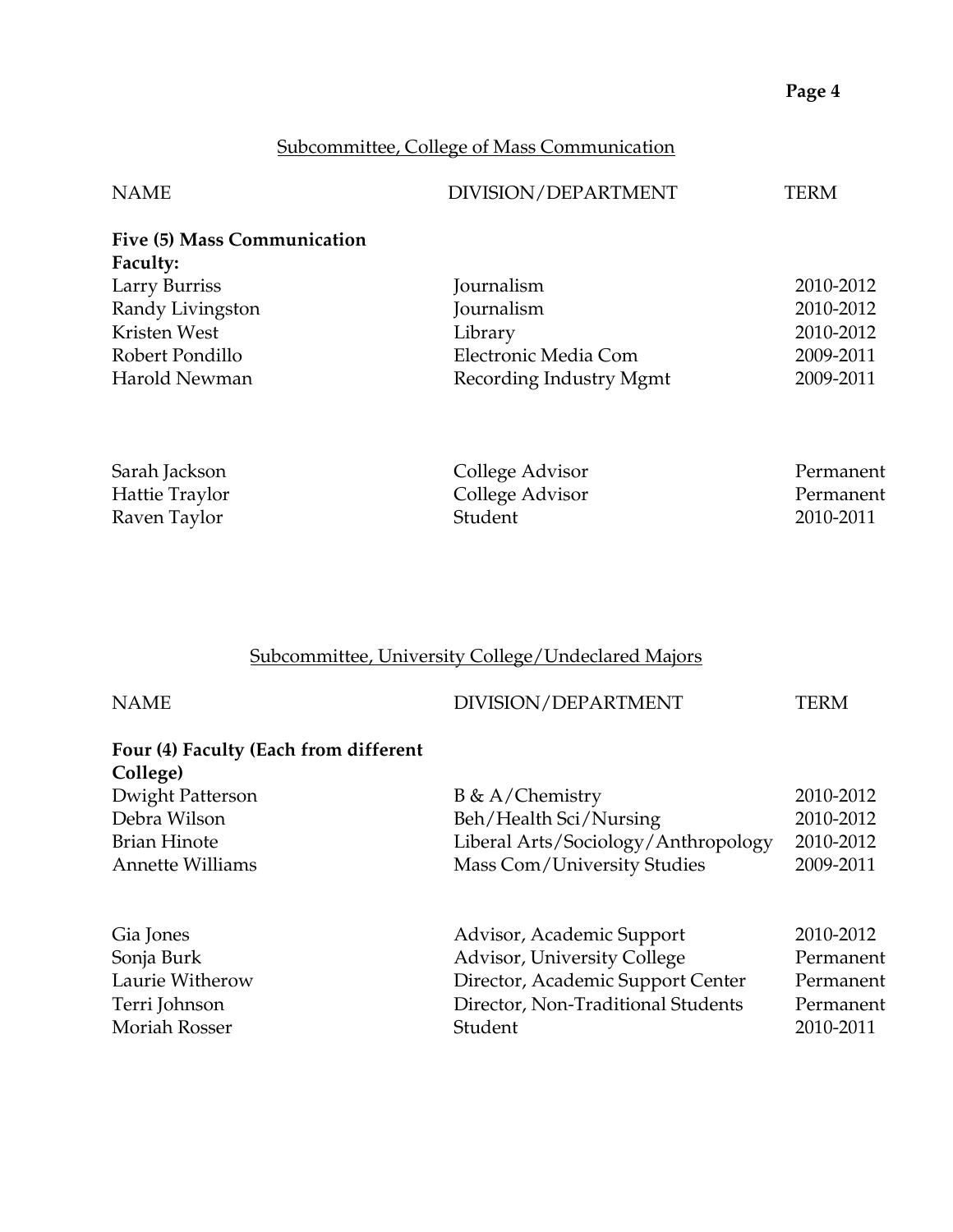## Subcommittee, College of Mass Communication

| NAME | DIVISION/DEPARTMENT | TERM |
|---|---|---|
| **Five (5) Mass Communication Faculty:** | | |
| Larry Burriss | Journalism | 2010-2012 |
| Randy Livingston | Journalism | 2010-2012 |
| Kristen West | Library | 2010-2012 |
| Robert Pondillo | Electronic Media Com | 2009-2011 |
| Harold Newman | Recording Industry Mgmt | 2009-2011 |
| | | |
| Sarah Jackson | College Advisor | Permanent |
| Hattie Traylor | College Advisor | Permanent |
| Raven Taylor | Student | 2010-2011 |

## Subcommittee, University College/Undeclared Majors

| NAME | DIVISION/DEPARTMENT | TERM |
|---|---|---|
| **Four (4) Faculty (Each from different College)** | | |
| Dwight Patterson | B & A/Chemistry | 2010-2012 |
| Debra Wilson | Beh/Health Sci/Nursing | 2010-2012 |
| Brian Hinote | Liberal Arts/Sociology/Anthropology | 2010-2012 |
| Annette Williams | Mass Com/University Studies | 2009-2011 |
| | | |
| Gia Jones | Advisor, Academic Support | 2010-2012 |
| Sonja Burk | Advisor, University College | Permanent |
| Laurie Witherow | Director, Academic Support Center | Permanent |
| Terri Johnson | Director, Non-Traditional Students | Permanent |
| Moriah Rosser | Student | 2010-2011 |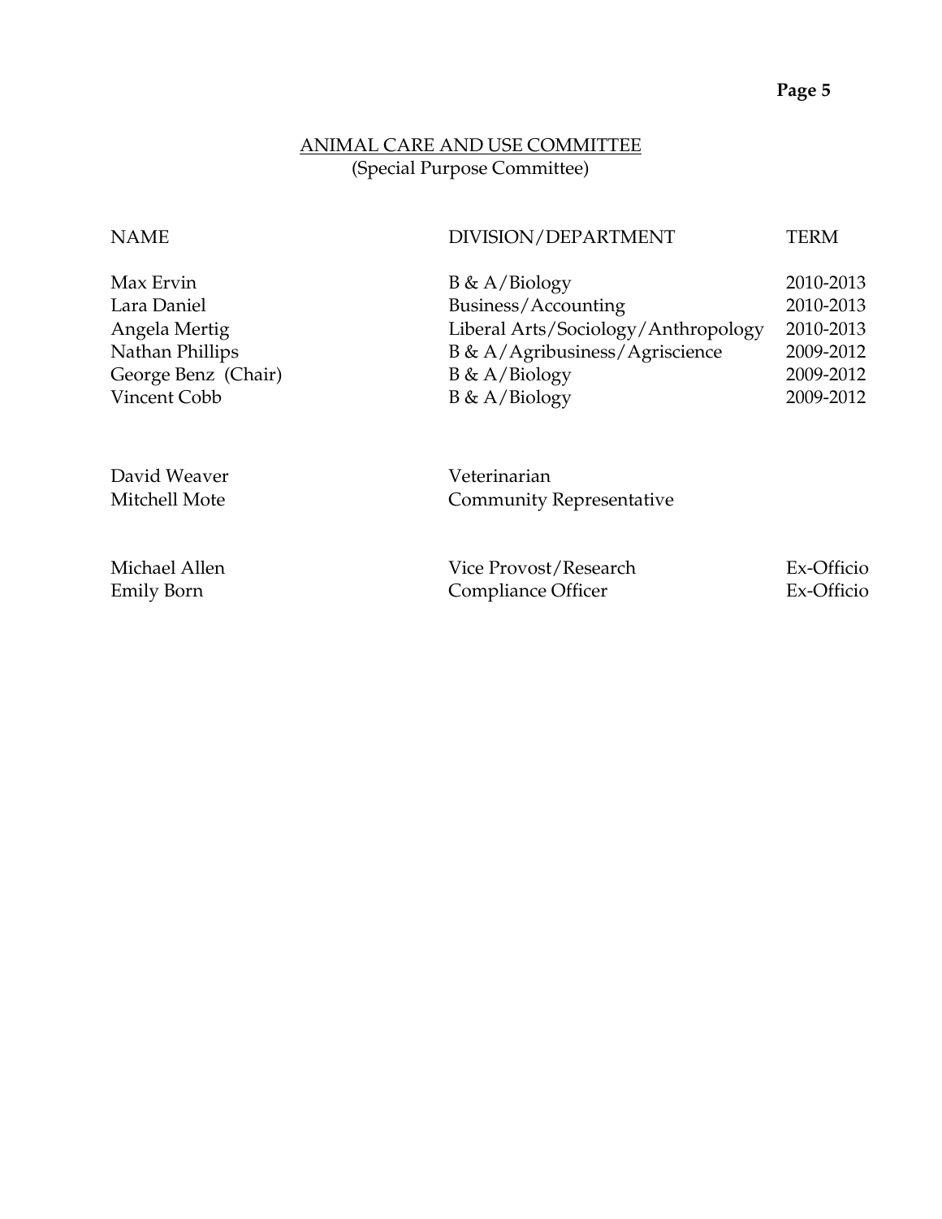## ANIMAL CARE AND USE COMMITTEE
(Special Purpose Committee)

| NAME | DIVISION/DEPARTMENT | TERM |
|---|---|---|
| Max Ervin | B & A/Biology | 2010-2013 |
| Lara Daniel | Business/Accounting | 2010-2013 |
| Angela Mertig | Liberal Arts/Sociology/Anthropology | 2010-2013 |
| Nathan Phillips | B & A/Agribusiness/Agriscience | 2009-2012 |
| George Benz (Chair) | B & A/Biology | 2009-2012 |
| Vincent Cobb | B & A/Biology | 2009-2012 |
| | | |
| David Weaver | Veterinarian | |
| Mitchell Mote | Community Representative | |
| | | |
| Michael Allen | Vice Provost/Research | Ex-Officio |
| Emily Born | Compliance Officer | Ex-Officio |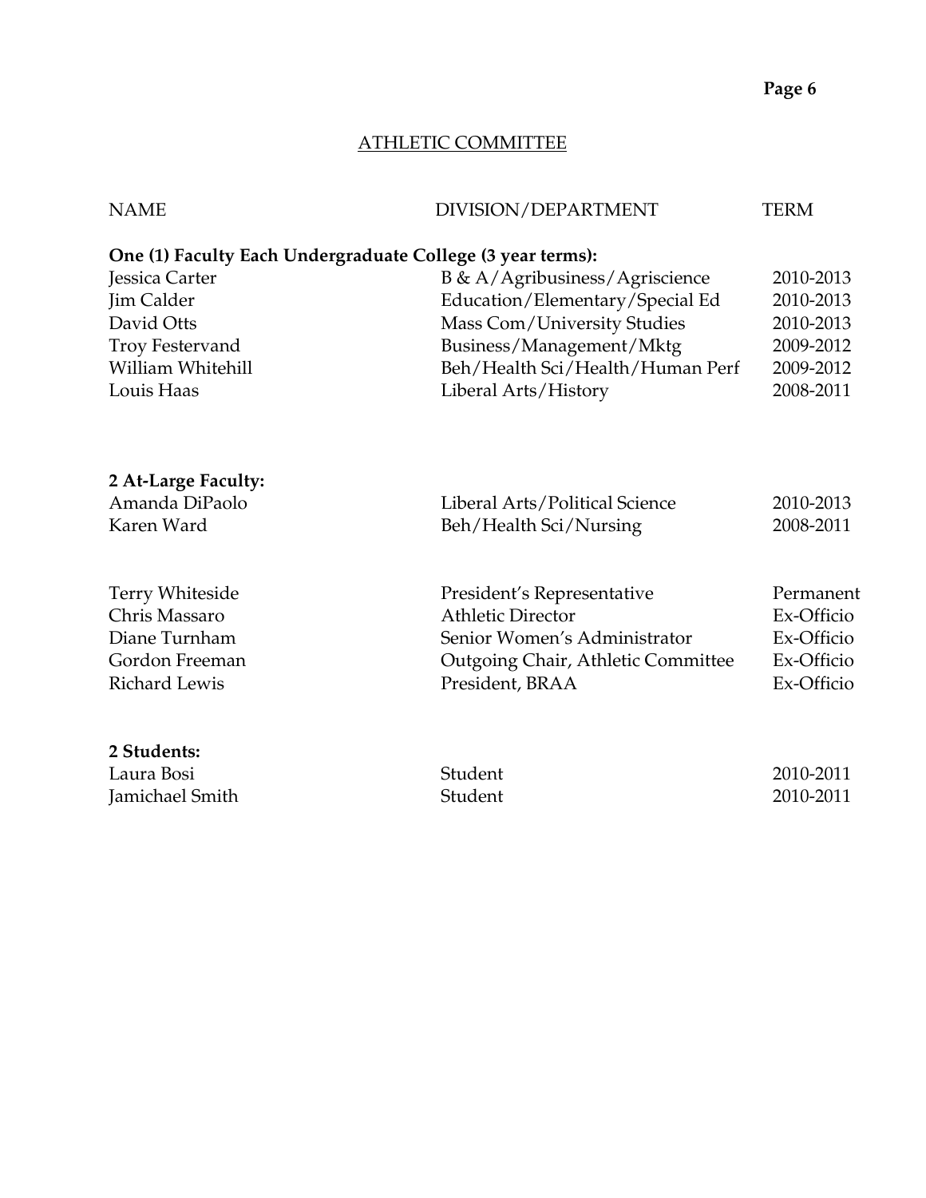## ATHLETIC COMMITTEE

| NAME | DIVISION/DEPARTMENT | TERM |
|---|---|---|
| **One (1) Faculty Each Undergraduate College (3 year terms):** | | |
| Jessica Carter | B & A/Agribusiness/Agriscience | 2010-2013 |
| Jim Calder | Education/Elementary/Special Ed | 2010-2013 |
| David Otts | Mass Com/University Studies | 2010-2013 |
| Troy Festervand | Business/Management/Mktg | 2009-2012 |
| William Whitehill | Beh/Health Sci/Health/Human Perf | 2009-2012 |
| Louis Haas | Liberal Arts/History | 2008-2011 |
| **2 At-Large Faculty:** | | |
| Amanda DiPaolo | Liberal Arts/Political Science | 2010-2013 |
| Karen Ward | Beh/Health Sci/Nursing | 2008-2011 |
| Terry Whiteside | President's Representative | Permanent |
| Chris Massaro | Athletic Director | Ex-Officio |
| Diane Turnham | Senior Women's Administrator | Ex-Officio |
| Gordon Freeman | Outgoing Chair, Athletic Committee | Ex-Officio |
| Richard Lewis | President, BRAA | Ex-Officio |
| **2 Students:** | | |
| Laura Bosi | Student | 2010-2011 |
| Jamichael Smith | Student | 2010-2011 |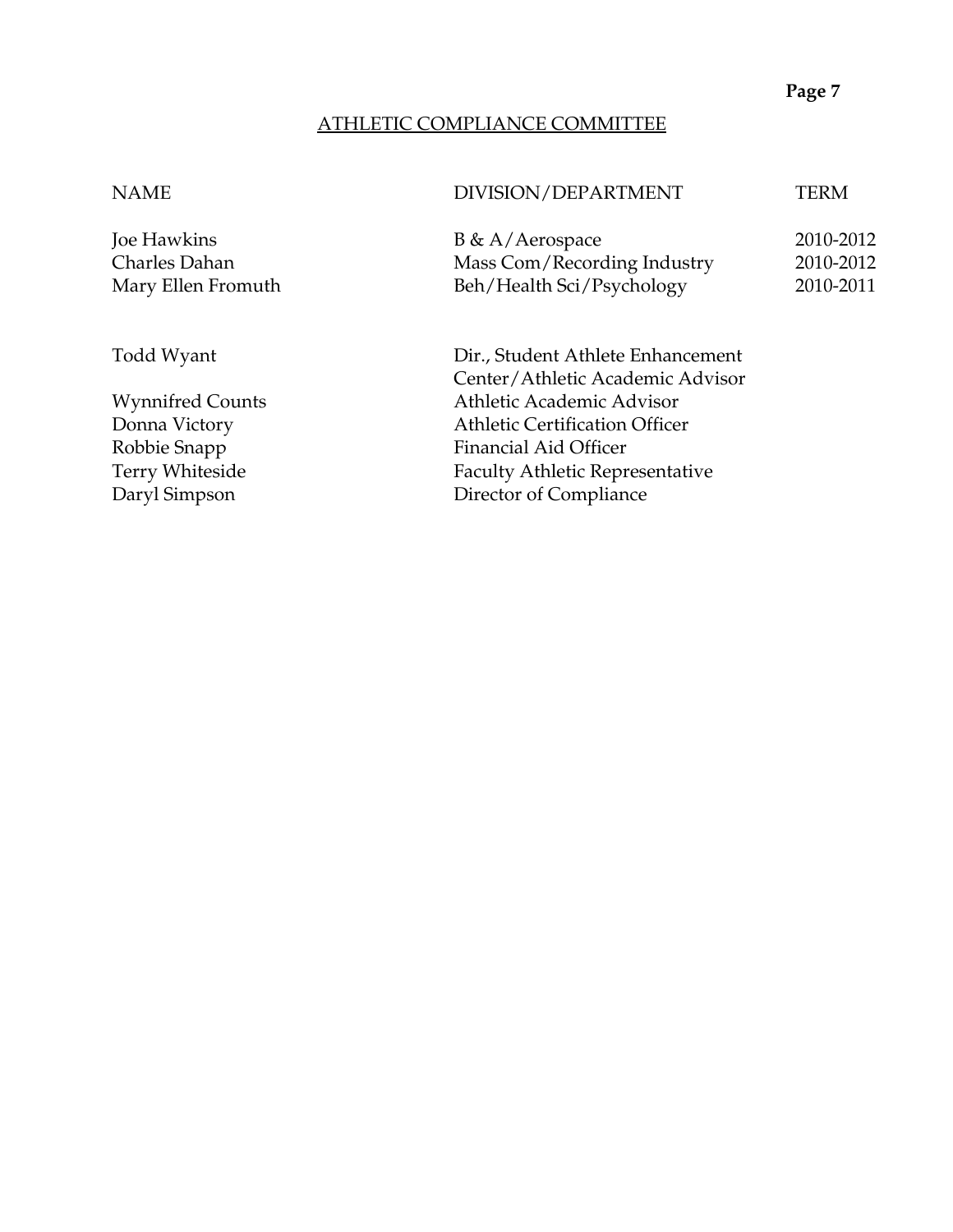## ATHLETIC COMPLIANCE COMMITTEE

| NAME | DIVISION/DEPARTMENT | TERM |
| --- | --- | --- |
| Joe Hawkins | B & A/Aerospace | 2010-2012 |
| Charles Dahan | Mass Com/Recording Industry | 2010-2012 |
| Mary Ellen Fromuth | Beh/Health Sci/Psychology | 2010-2011 |
| | | |
| Todd Wyant | Dir., Student Athlete Enhancement Center/Athletic Academic Advisor | |
| Wynnifred Counts | Athletic Academic Advisor | |
| Donna Victory | Athletic Certification Officer | |
| Robbie Snapp | Financial Aid Officer | |
| Terry Whiteside | Faculty Athletic Representative | |
| Daryl Simpson | Director of Compliance | |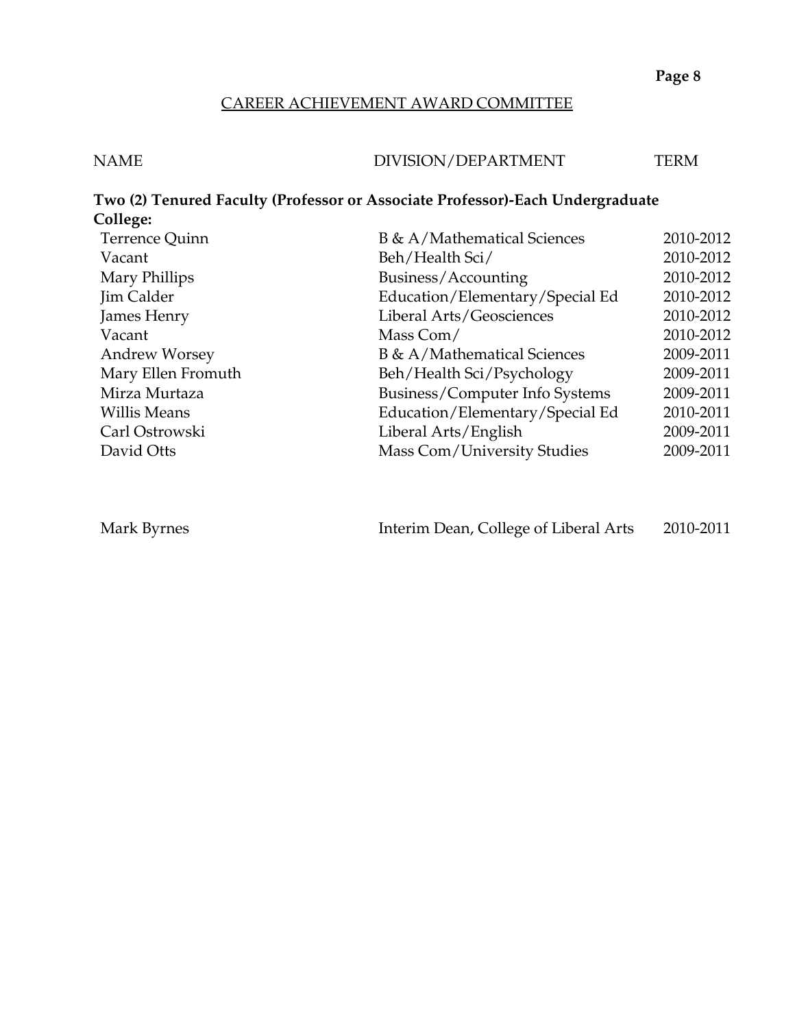## CAREER ACHIEVEMENT AWARD COMMITTEE

| NAME | DIVISION/DEPARTMENT | TERM |
|---|---|---|
| **Two (2) Tenured Faculty (Professor or Associate Professor)-Each Undergraduate College:** | | |
| Terrence Quinn | B & A/Mathematical Sciences | 2010-2012 |
| Vacant | Beh/Health Sci/ | 2010-2012 |
| Mary Phillips | Business/Accounting | 2010-2012 |
| Jim Calder | Education/Elementary/Special Ed | 2010-2012 |
| James Henry | Liberal Arts/Geosciences | 2010-2012 |
| Vacant | Mass Com/ | 2010-2012 |
| Andrew Worsey | B & A/Mathematical Sciences | 2009-2011 |
| Mary Ellen Fromuth | Beh/Health Sci/Psychology | 2009-2011 |
| Mirza Murtaza | Business/Computer Info Systems | 2009-2011 |
| Willis Means | Education/Elementary/Special Ed | 2010-2011 |
| Carl Ostrowski | Liberal Arts/English | 2009-2011 |
| David Otts | Mass Com/University Studies | 2009-2011 |
| | | |
| Mark Byrnes | Interim Dean, College of Liberal Arts | 2010-2011 |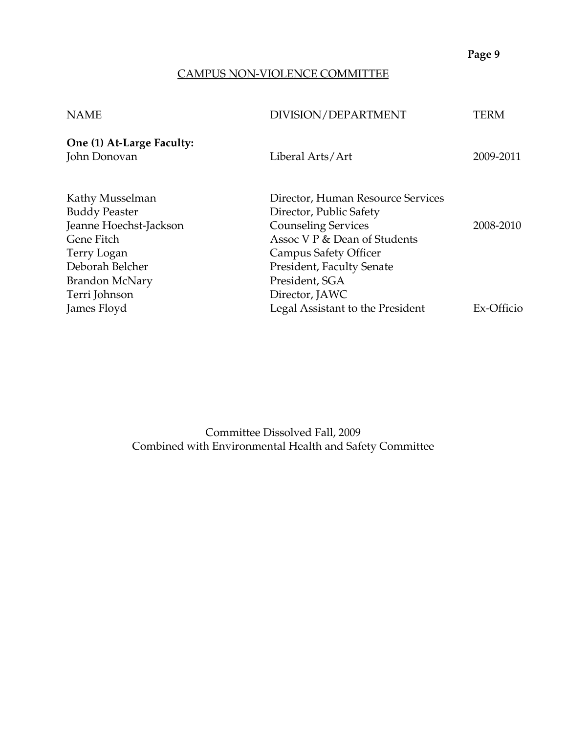## CAMPUS NON-VIOLENCE COMMITTEE

| NAME | DIVISION/DEPARTMENT | TERM |
|---|---|---|
| **One (1) At-Large Faculty:** | | |
| John Donovan | Liberal Arts/Art | 2009-2011 |
| | | |
| Kathy Musselman | Director, Human Resource Services | |
| Buddy Peaster | Director, Public Safety | |
| Jeanne Hoechst-Jackson | Counseling Services | 2008-2010 |
| Gene Fitch | Assoc V P & Dean of Students | |
| Terry Logan | Campus Safety Officer | |
| Deborah Belcher | President, Faculty Senate | |
| Brandon McNary | President, SGA | |
| Terri Johnson | Director, JAWC | |
| James Floyd | Legal Assistant to the President | Ex-Officio |

Committee Dissolved Fall, 2009
Combined with Environmental Health and Safety Committee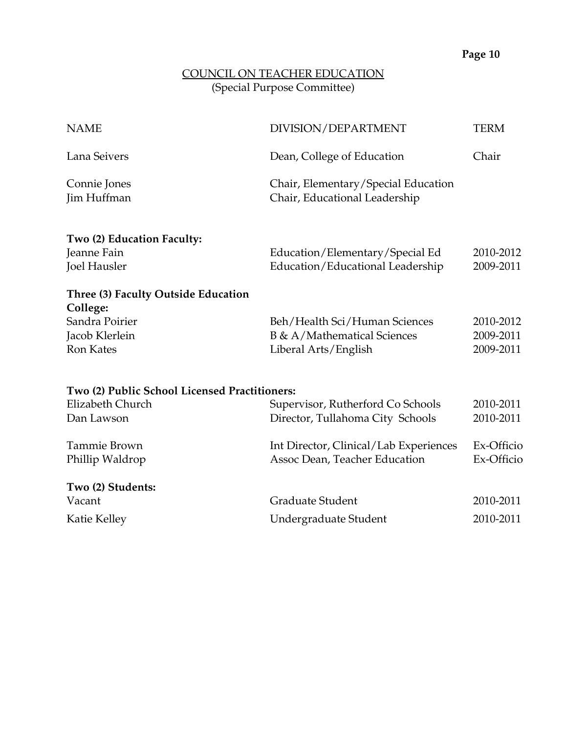## COUNCIL ON TEACHER EDUCATION

(Special Purpose Committee)

| NAME | DIVISION/DEPARTMENT | TERM |
|---|---|---|
| Lana Seivers | Dean, College of Education | Chair |
| Connie Jones | Chair, Elementary/Special Education | |
| Jim Huffman | Chair, Educational Leadership | |
| **Two (2) Education Faculty:** | | |
| Jeanne Fain | Education/Elementary/Special Ed | 2010-2012 |
| Joel Hausler | Education/Educational Leadership | 2009-2011 |
| **Three (3) Faculty Outside Education College:** | | |
| Sandra Poirier | Beh/Health Sci/Human Sciences | 2010-2012 |
| Jacob Klerlein | B & A/Mathematical Sciences | 2009-2011 |
| Ron Kates | Liberal Arts/English | 2009-2011 |
| **Two (2) Public School Licensed Practitioners:** | | |
| Elizabeth Church | Supervisor, Rutherford Co Schools | 2010-2011 |
| Dan Lawson | Director, Tullahoma City Schools | 2010-2011 |
| Tammie Brown | Int Director, Clinical/Lab Experiences | Ex-Officio |
| Phillip Waldrop | Assoc Dean, Teacher Education | Ex-Officio |
| **Two (2) Students:** | | |
| Vacant | Graduate Student | 2010-2011 |
| Katie Kelley | Undergraduate Student | 2010-2011 |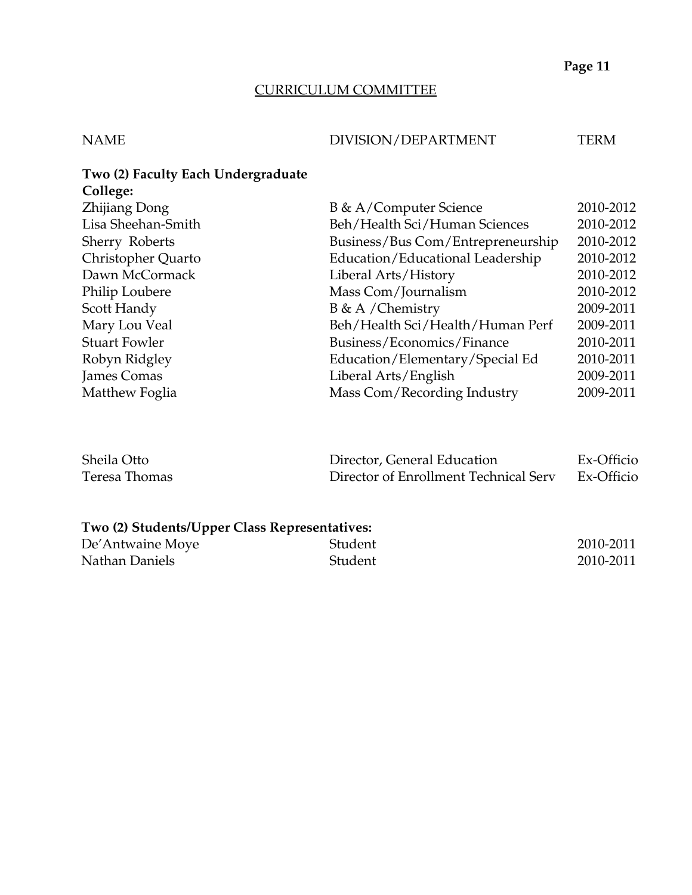## CURRICULUM COMMITTEE

| NAME | DIVISION/DEPARTMENT | TERM |
|---|---|---|
| **Two (2) Faculty Each Undergraduate College:** | | |
| Zhijiang Dong | B & A/Computer Science | 2010-2012 |
| Lisa Sheehan-Smith | Beh/Health Sci/Human Sciences | 2010-2012 |
| Sherry Roberts | Business/Bus Com/Entrepreneurship | 2010-2012 |
| Christopher Quarto | Education/Educational Leadership | 2010-2012 |
| Dawn McCormack | Liberal Arts/History | 2010-2012 |
| Philip Loubere | Mass Com/Journalism | 2010-2012 |
| Scott Handy | B & A /Chemistry | 2009-2011 |
| Mary Lou Veal | Beh/Health Sci/Health/Human Perf | 2009-2011 |
| Stuart Fowler | Business/Economics/Finance | 2010-2011 |
| Robyn Ridgley | Education/Elementary/Special Ed | 2010-2011 |
| James Comas | Liberal Arts/English | 2009-2011 |
| Matthew Foglia | Mass Com/Recording Industry | 2009-2011 |
| | | |
| Sheila Otto | Director, General Education | Ex-Officio |
| Teresa Thomas | Director of Enrollment Technical Serv | Ex-Officio |
| | | |
| **Two (2) Students/Upper Class Representatives:** | | |
| De'Antwaine Moye | Student | 2010-2011 |
| Nathan Daniels | Student | 2010-2011 |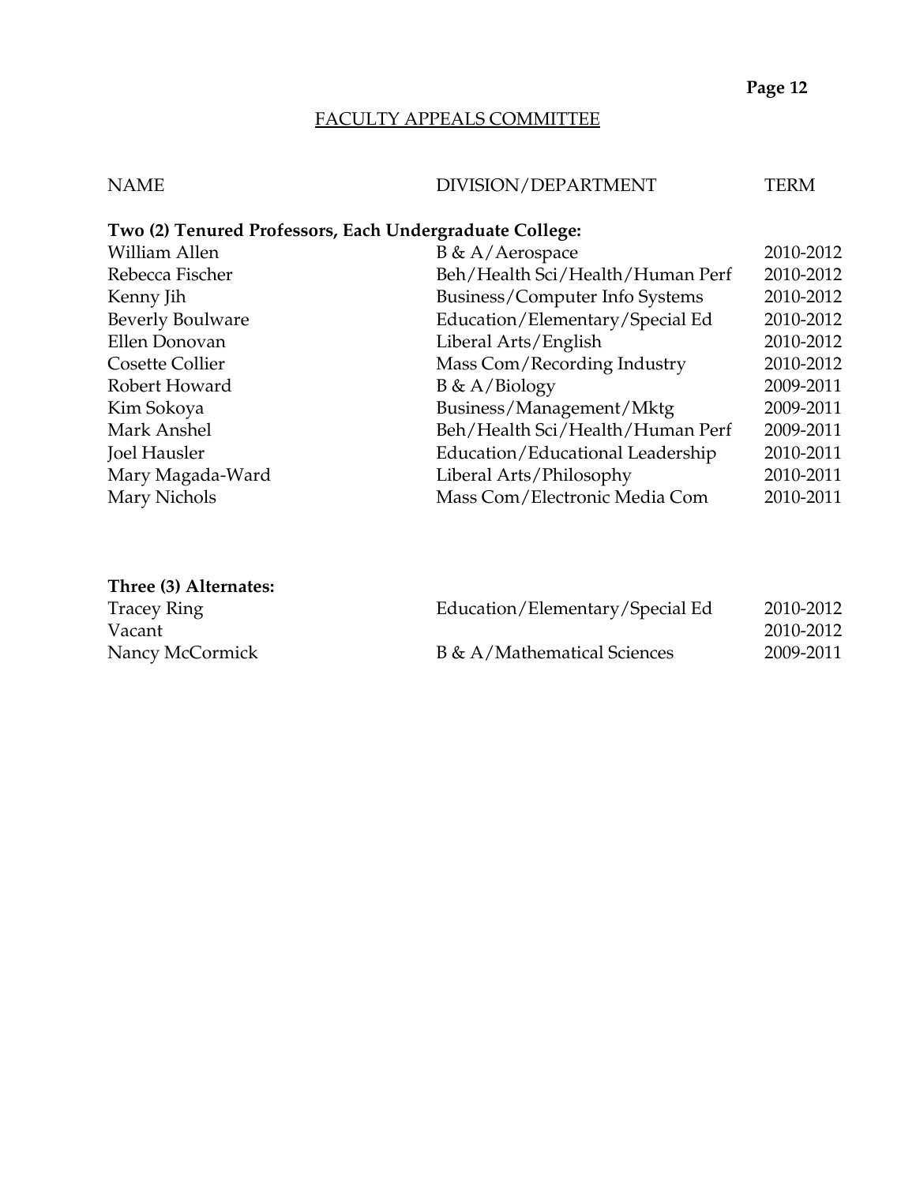## FACULTY APPEALS COMMITTEE

| NAME | DIVISION/DEPARTMENT | TERM |
|---|---|---|
| **Two (2) Tenured Professors, Each Undergraduate College:** | | |
| William Allen | B & A/Aerospace | 2010-2012 |
| Rebecca Fischer | Beh/Health Sci/Health/Human Perf | 2010-2012 |
| Kenny Jih | Business/Computer Info Systems | 2010-2012 |
| Beverly Boulware | Education/Elementary/Special Ed | 2010-2012 |
| Ellen Donovan | Liberal Arts/English | 2010-2012 |
| Cosette Collier | Mass Com/Recording Industry | 2010-2012 |
| Robert Howard | B & A/Biology | 2009-2011 |
| Kim Sokoya | Business/Management/Mktg | 2009-2011 |
| Mark Anshel | Beh/Health Sci/Health/Human Perf | 2009-2011 |
| Joel Hausler | Education/Educational Leadership | 2010-2011 |
| Mary Magada-Ward | Liberal Arts/Philosophy | 2010-2011 |
| Mary Nichols | Mass Com/Electronic Media Com | 2010-2011 |
| **Three (3) Alternates:** | | |
| Tracey Ring | Education/Elementary/Special Ed | 2010-2012 |
| Vacant | | 2010-2012 |
| Nancy McCormick | B & A/Mathematical Sciences | 2009-2011 |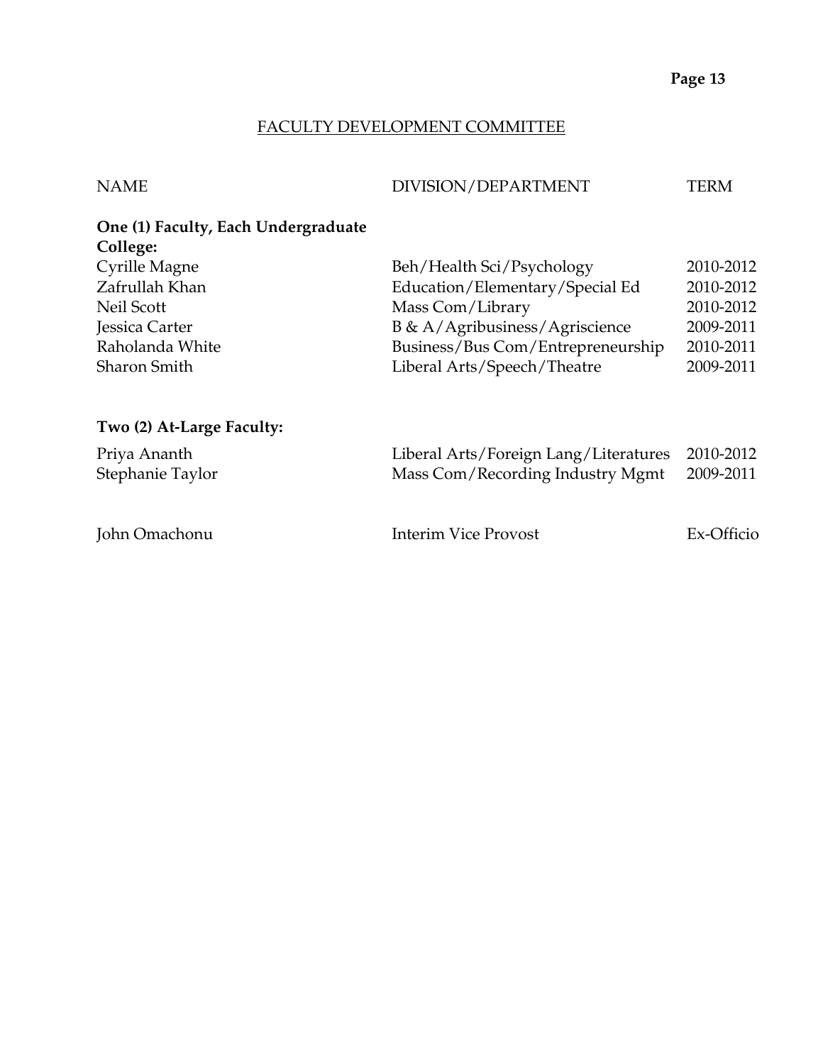## FACULTY DEVELOPMENT COMMITTEE

| NAME | DIVISION/DEPARTMENT | TERM |
|---|---|---|
| **One (1) Faculty, Each Undergraduate College:** | | |
| Cyrille Magne | Beh/Health Sci/Psychology | 2010-2012 |
| Zafrullah Khan | Education/Elementary/Special Ed | 2010-2012 |
| Neil Scott | Mass Com/Library | 2010-2012 |
| Jessica Carter | B & A/Agribusiness/Agriscience | 2009-2011 |
| Raholanda White | Business/Bus Com/Entrepreneurship | 2010-2011 |
| Sharon Smith | Liberal Arts/Speech/Theatre | 2009-2011 |
| **Two (2) At-Large Faculty:** | | |
| Priya Ananth | Liberal Arts/Foreign Lang/Literatures | 2010-2012 |
| Stephanie Taylor | Mass Com/Recording Industry Mgmt | 2009-2011 |
| John Omachonu | Interim Vice Provost | Ex-Officio |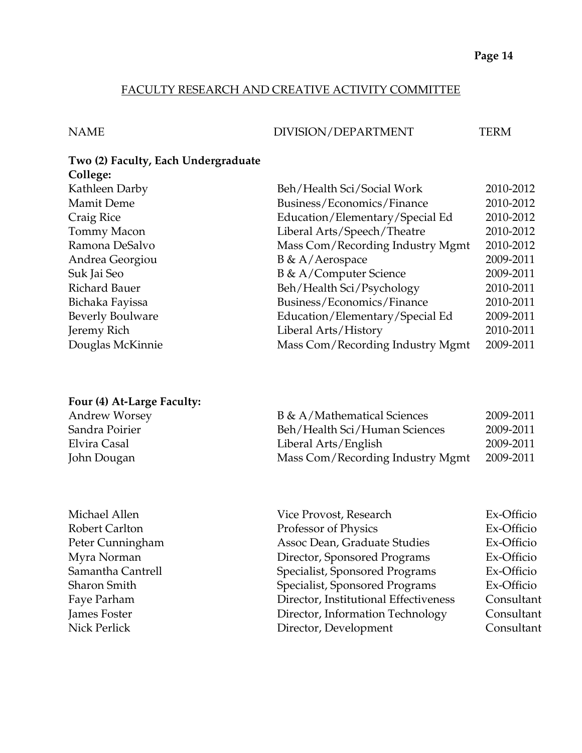## FACULTY RESEARCH AND CREATIVE ACTIVITY COMMITTEE

| NAME | DIVISION/DEPARTMENT | TERM |
|---|---|---|
| **Two (2) Faculty, Each Undergraduate College:** | | |
| Kathleen Darby | Beh/Health Sci/Social Work | 2010-2012 |
| Mamit Deme | Business/Economics/Finance | 2010-2012 |
| Craig Rice | Education/Elementary/Special Ed | 2010-2012 |
| Tommy Macon | Liberal Arts/Speech/Theatre | 2010-2012 |
| Ramona DeSalvo | Mass Com/Recording Industry Mgmt | 2010-2012 |
| Andrea Georgiou | B & A/Aerospace | 2009-2011 |
| Suk Jai Seo | B & A/Computer Science | 2009-2011 |
| Richard Bauer | Beh/Health Sci/Psychology | 2010-2011 |
| Bichaka Fayissa | Business/Economics/Finance | 2010-2011 |
| Beverly Boulware | Education/Elementary/Special Ed | 2009-2011 |
| Jeremy Rich | Liberal Arts/History | 2010-2011 |
| Douglas McKinnie | Mass Com/Recording Industry Mgmt | 2009-2011 |
| **Four (4) At-Large Faculty:** | | |
| Andrew Worsey | B & A/Mathematical Sciences | 2009-2011 |
| Sandra Poirier | Beh/Health Sci/Human Sciences | 2009-2011 |
| Elvira Casal | Liberal Arts/English | 2009-2011 |
| John Dougan | Mass Com/Recording Industry Mgmt | 2009-2011 |
| Michael Allen | Vice Provost, Research | Ex-Officio |
| Robert Carlton | Professor of Physics | Ex-Officio |
| Peter Cunningham | Assoc Dean, Graduate Studies | Ex-Officio |
| Myra Norman | Director, Sponsored Programs | Ex-Officio |
| Samantha Cantrell | Specialist, Sponsored Programs | Ex-Officio |
| Sharon Smith | Specialist, Sponsored Programs | Ex-Officio |
| Faye Parham | Director, Institutional Effectiveness | Consultant |
| James Foster | Director, Information Technology | Consultant |
| Nick Perlick | Director, Development | Consultant |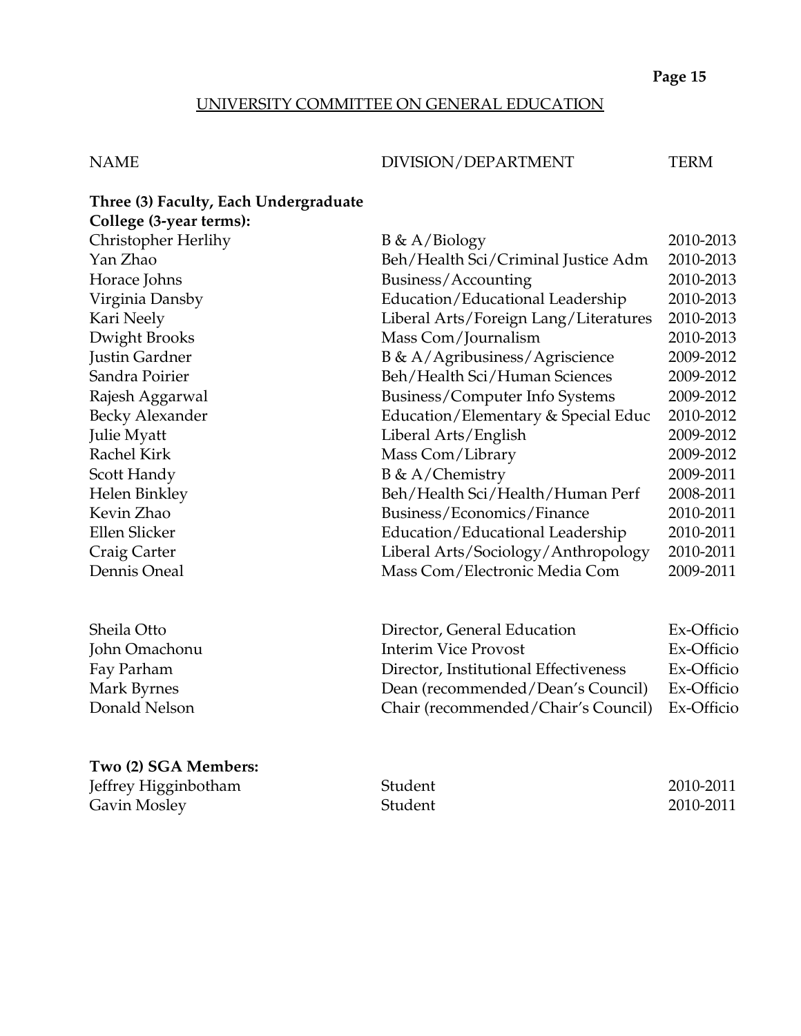## UNIVERSITY COMMITTEE ON GENERAL EDUCATION

| NAME | DIVISION/DEPARTMENT | TERM |
|---|---|---|
| **Three (3) Faculty, Each Undergraduate College (3-year terms):** | | |
| Christopher Herlihy | B & A/Biology | 2010-2013 |
| Yan Zhao | Beh/Health Sci/Criminal Justice Adm | 2010-2013 |
| Horace Johns | Business/Accounting | 2010-2013 |
| Virginia Dansby | Education/Educational Leadership | 2010-2013 |
| Kari Neely | Liberal Arts/Foreign Lang/Literatures | 2010-2013 |
| Dwight Brooks | Mass Com/Journalism | 2010-2013 |
| Justin Gardner | B & A/Agribusiness/Agriscience | 2009-2012 |
| Sandra Poirier | Beh/Health Sci/Human Sciences | 2009-2012 |
| Rajesh Aggarwal | Business/Computer Info Systems | 2009-2012 |
| Becky Alexander | Education/Elementary & Special Educ | 2010-2012 |
| Julie Myatt | Liberal Arts/English | 2009-2012 |
| Rachel Kirk | Mass Com/Library | 2009-2012 |
| Scott Handy | B & A/Chemistry | 2009-2011 |
| Helen Binkley | Beh/Health Sci/Health/Human Perf | 2008-2011 |
| Kevin Zhao | Business/Economics/Finance | 2010-2011 |
| Ellen Slicker | Education/Educational Leadership | 2010-2011 |
| Craig Carter | Liberal Arts/Sociology/Anthropology | 2010-2011 |
| Dennis Oneal | Mass Com/Electronic Media Com | 2009-2011 |
| | | |
| Sheila Otto | Director, General Education | Ex-Officio |
| John Omachonu | Interim Vice Provost | Ex-Officio |
| Fay Parham | Director, Institutional Effectiveness | Ex-Officio |
| Mark Byrnes | Dean (recommended/Dean's Council) | Ex-Officio |
| Donald Nelson | Chair (recommended/Chair's Council) | Ex-Officio |
| | | |
| **Two (2) SGA Members:** | | |
| Jeffrey Higginbotham | Student | 2010-2011 |
| Gavin Mosley | Student | 2010-2011 |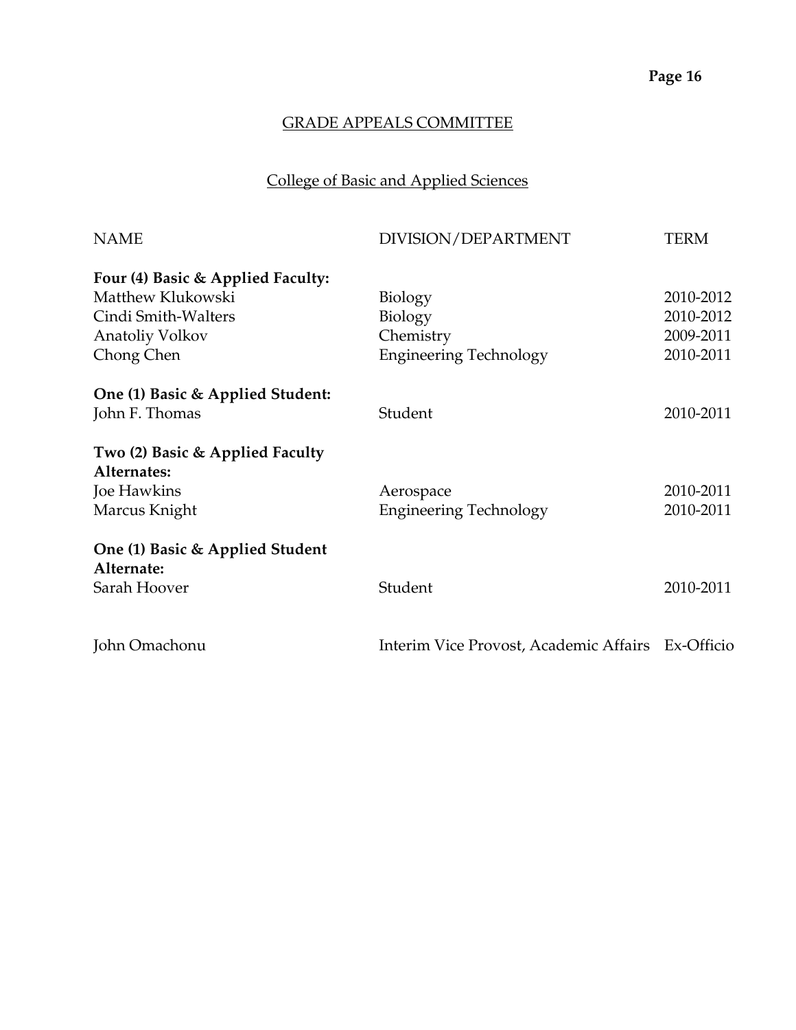## GRADE APPEALS COMMITTEE

### College of Basic and Applied Sciences

| NAME | DIVISION/DEPARTMENT | TERM |
|---|---|---|
| **Four (4) Basic & Applied Faculty:** | | |
| Matthew Klukowski | Biology | 2010-2012 |
| Cindi Smith-Walters | Biology | 2010-2012 |
| Anatoliy Volkov | Chemistry | 2009-2011 |
| Chong Chen | Engineering Technology | 2010-2011 |
| **One (1) Basic & Applied Student:** | | |
| John F. Thomas | Student | 2010-2011 |
| **Two (2) Basic & Applied Faculty Alternates:** | | |
| Joe Hawkins | Aerospace | 2010-2011 |
| Marcus Knight | Engineering Technology | 2010-2011 |
| **One (1) Basic & Applied Student Alternate:** | | |
| Sarah Hoover | Student | 2010-2011 |
| John Omachonu | Interim Vice Provost, Academic Affairs | Ex-Officio |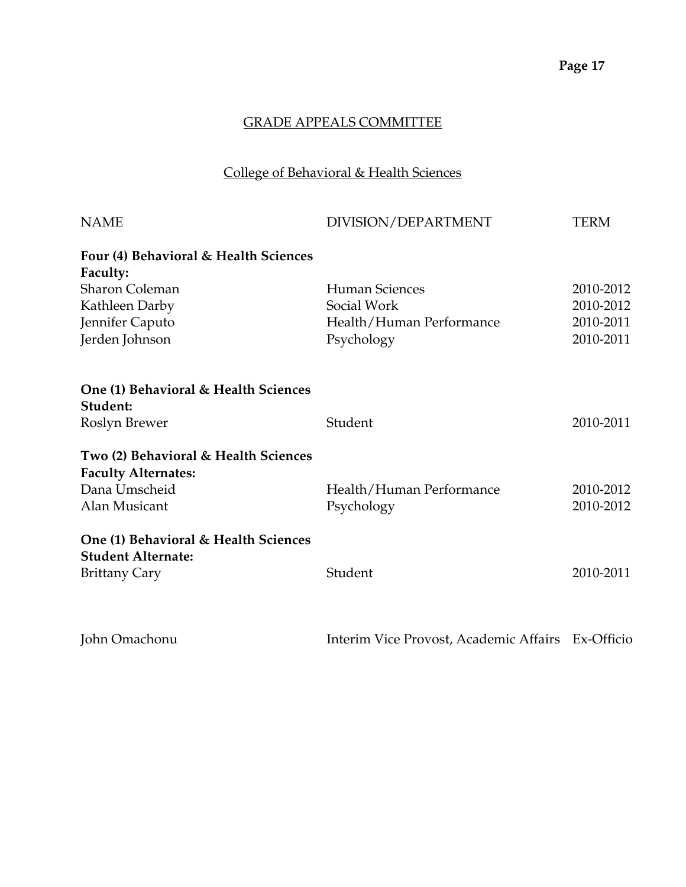## GRADE APPEALS COMMITTEE

### College of Behavioral & Health Sciences

| NAME | DIVISION/DEPARTMENT | TERM |
|---|---|---|
| **Four (4) Behavioral & Health Sciences Faculty:** | | |
| Sharon Coleman | Human Sciences | 2010-2012 |
| Kathleen Darby | Social Work | 2010-2012 |
| Jennifer Caputo | Health/Human Performance | 2010-2011 |
| Jerden Johnson | Psychology | 2010-2011 |
| **One (1) Behavioral & Health Sciences Student:** | | |
| Roslyn Brewer | Student | 2010-2011 |
| **Two (2) Behavioral & Health Sciences Faculty Alternates:** | | |
| Dana Umscheid | Health/Human Performance | 2010-2012 |
| Alan Musicant | Psychology | 2010-2012 |
| **One (1) Behavioral & Health Sciences Student Alternate:** | | |
| Brittany Cary | Student | 2010-2011 |
| John Omachonu | Interim Vice Provost, Academic Affairs | Ex-Officio |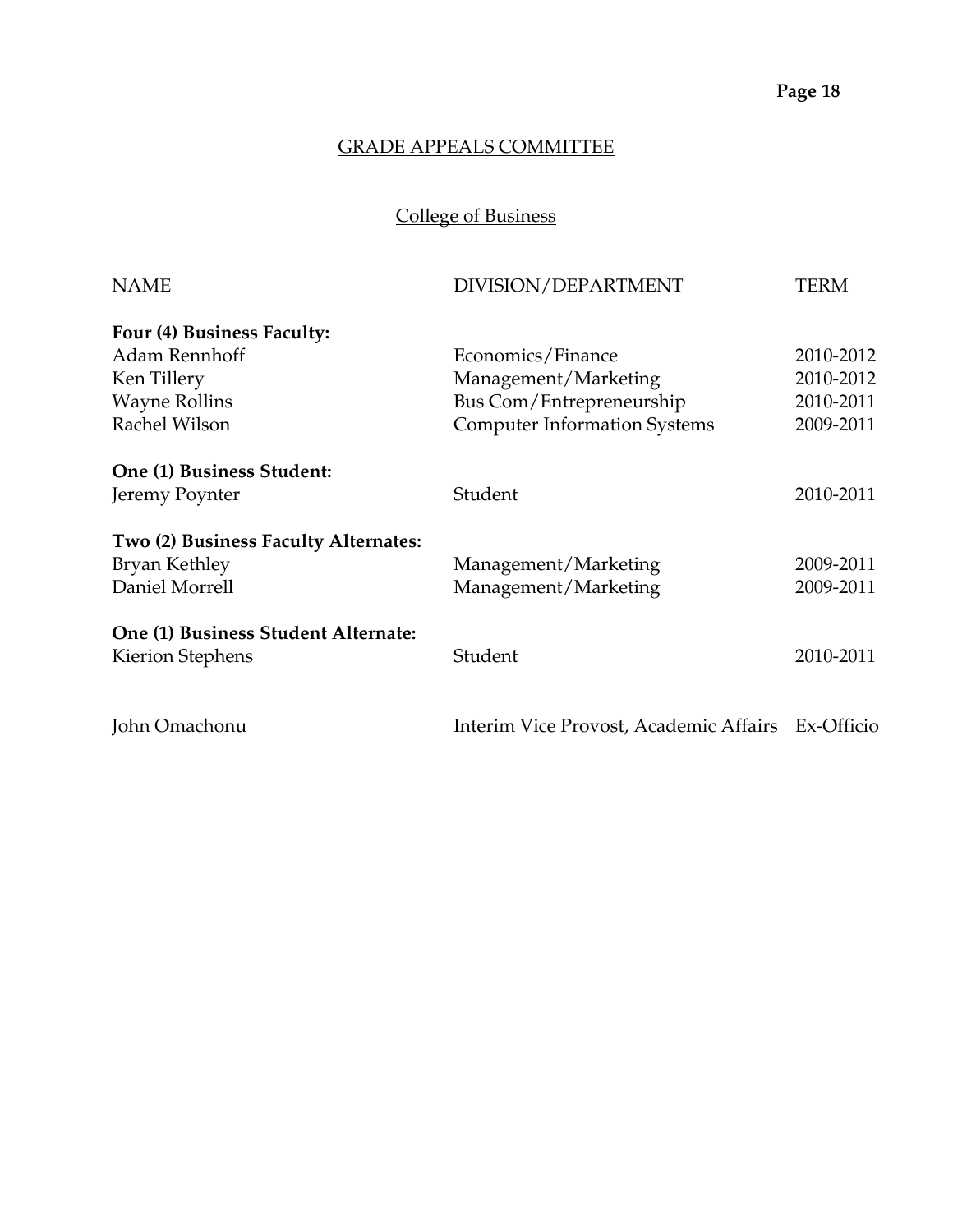## GRADE APPEALS COMMITTEE

### College of Business

| NAME | DIVISION/DEPARTMENT | TERM |
|---|---|---|
| **Four (4) Business Faculty:** | | |
| Adam Rennhoff | Economics/Finance | 2010-2012 |
| Ken Tillery | Management/Marketing | 2010-2012 |
| Wayne Rollins | Bus Com/Entrepreneurship | 2010-2011 |
| Rachel Wilson | Computer Information Systems | 2009-2011 |
| **One (1) Business Student:** | | |
| Jeremy Poynter | Student | 2010-2011 |
| **Two (2) Business Faculty Alternates:** | | |
| Bryan Kethley | Management/Marketing | 2009-2011 |
| Daniel Morrell | Management/Marketing | 2009-2011 |
| **One (1) Business Student Alternate:** | | |
| Kierion Stephens | Student | 2010-2011 |
| John Omachonu | Interim Vice Provost, Academic Affairs | Ex-Officio |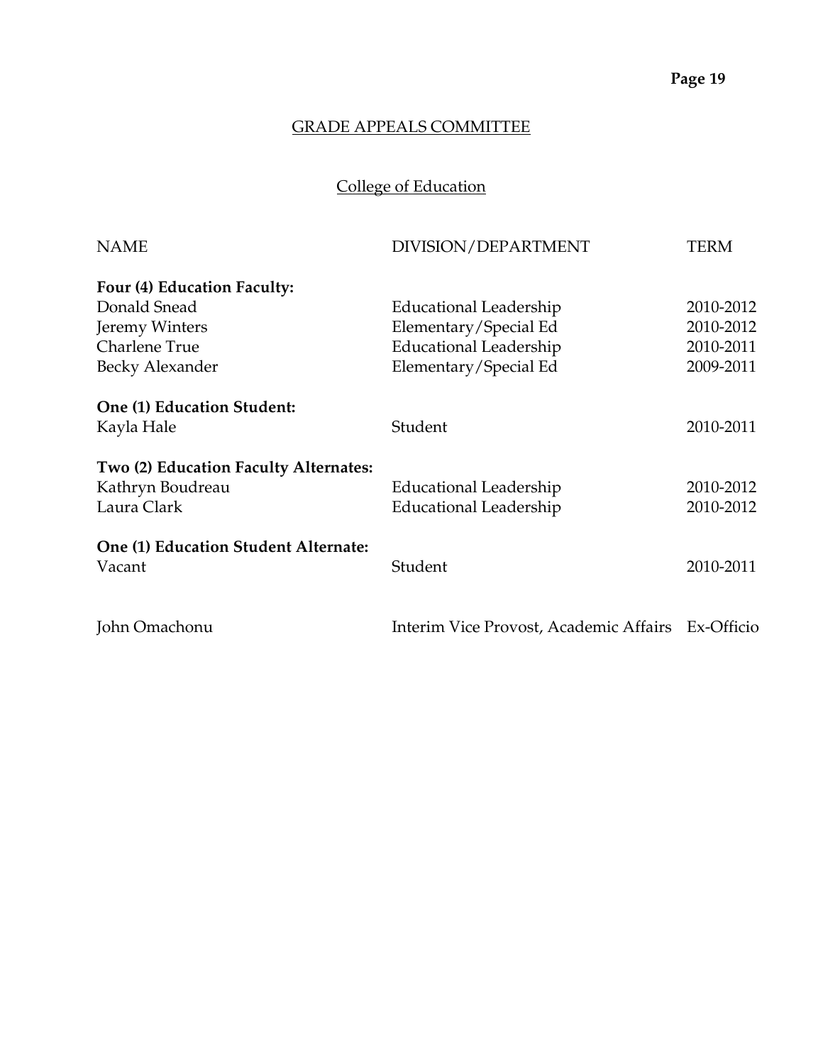## GRADE APPEALS COMMITTEE

### College of Education

| NAME | DIVISION/DEPARTMENT | TERM |
|---|---|---|
| **Four (4) Education Faculty:** | | |
| Donald Snead | Educational Leadership | 2010-2012 |
| Jeremy Winters | Elementary/Special Ed | 2010-2012 |
| Charlene True | Educational Leadership | 2010-2011 |
| Becky Alexander | Elementary/Special Ed | 2009-2011 |
| **One (1) Education Student:** | | |
| Kayla Hale | Student | 2010-2011 |
| **Two (2) Education Faculty Alternates:** | | |
| Kathryn Boudreau | Educational Leadership | 2010-2012 |
| Laura Clark | Educational Leadership | 2010-2012 |
| **One (1) Education Student Alternate:** | | |
| Vacant | Student | 2010-2011 |
| John Omachonu | Interim Vice Provost, Academic Affairs | Ex-Officio |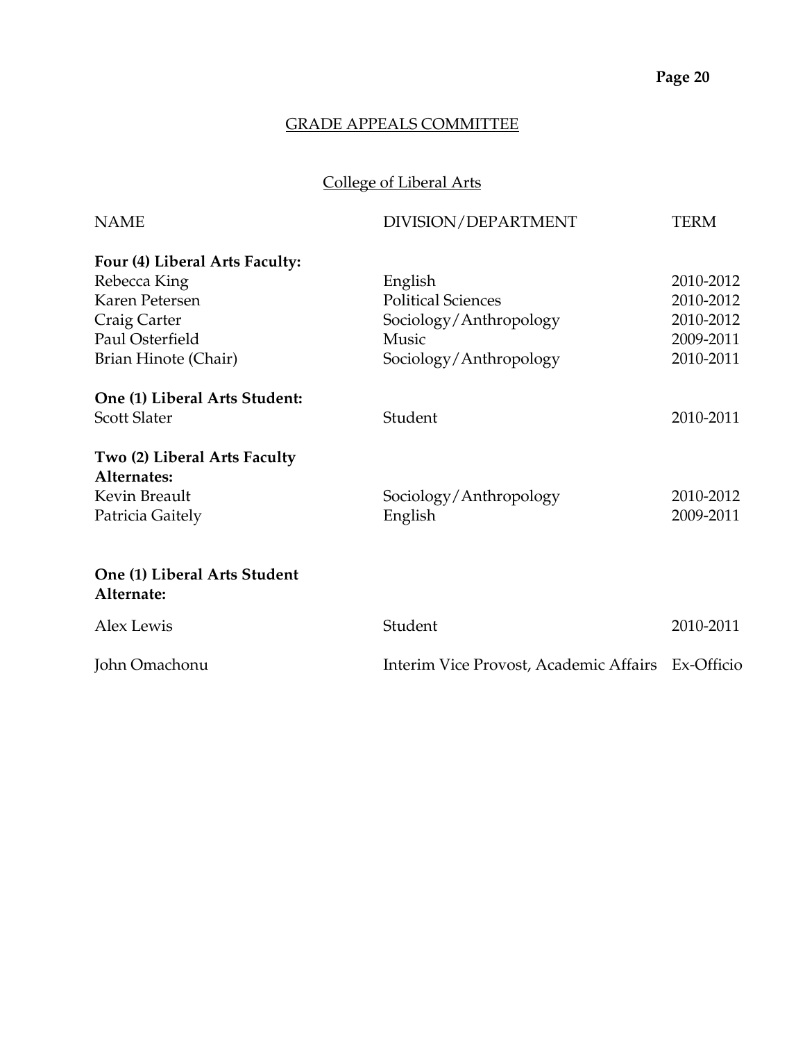## GRADE APPEALS COMMITTEE

### College of Liberal Arts

| NAME | DIVISION/DEPARTMENT | TERM |
|---|---|---|
| **Four (4) Liberal Arts Faculty:** | | |
| Rebecca King | English | 2010-2012 |
| Karen Petersen | Political Sciences | 2010-2012 |
| Craig Carter | Sociology/Anthropology | 2010-2012 |
| Paul Osterfield | Music | 2009-2011 |
| Brian Hinote (Chair) | Sociology/Anthropology | 2010-2011 |
| **One (1) Liberal Arts Student:** | | |
| Scott Slater | Student | 2010-2011 |
| **Two (2) Liberal Arts Faculty Alternates:** | | |
| Kevin Breault | Sociology/Anthropology | 2010-2012 |
| Patricia Gaitely | English | 2009-2011 |
| **One (1) Liberal Arts Student Alternate:** | | |
| Alex Lewis | Student | 2010-2011 |
| John Omachonu | Interim Vice Provost, Academic Affairs | Ex-Officio |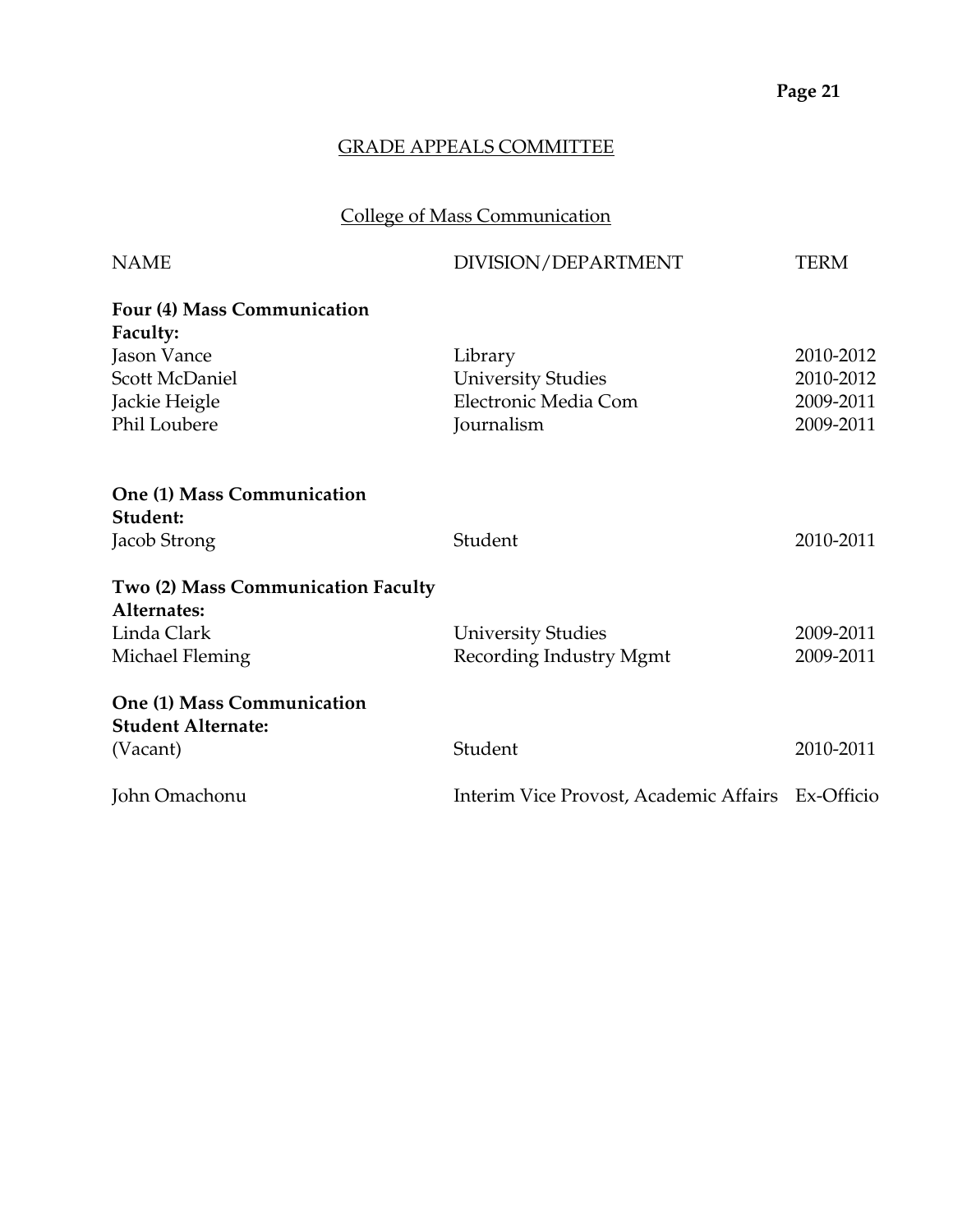## GRADE APPEALS COMMITTEE

### College of Mass Communication

| NAME | DIVISION/DEPARTMENT | TERM |
|---|---|---|
| **Four (4) Mass Communication Faculty:** | | |
| Jason Vance | Library | 2010-2012 |
| Scott McDaniel | University Studies | 2010-2012 |
| Jackie Heigle | Electronic Media Com | 2009-2011 |
| Phil Loubere | Journalism | 2009-2011 |
| **One (1) Mass Communication Student:** | | |
| Jacob Strong | Student | 2010-2011 |
| **Two (2) Mass Communication Faculty Alternates:** | | |
| Linda Clark | University Studies | 2009-2011 |
| Michael Fleming | Recording Industry Mgmt | 2009-2011 |
| **One (1) Mass Communication Student Alternate:** | | |
| (Vacant) | Student | 2010-2011 |
| John Omachonu | Interim Vice Provost, Academic Affairs | Ex-Officio |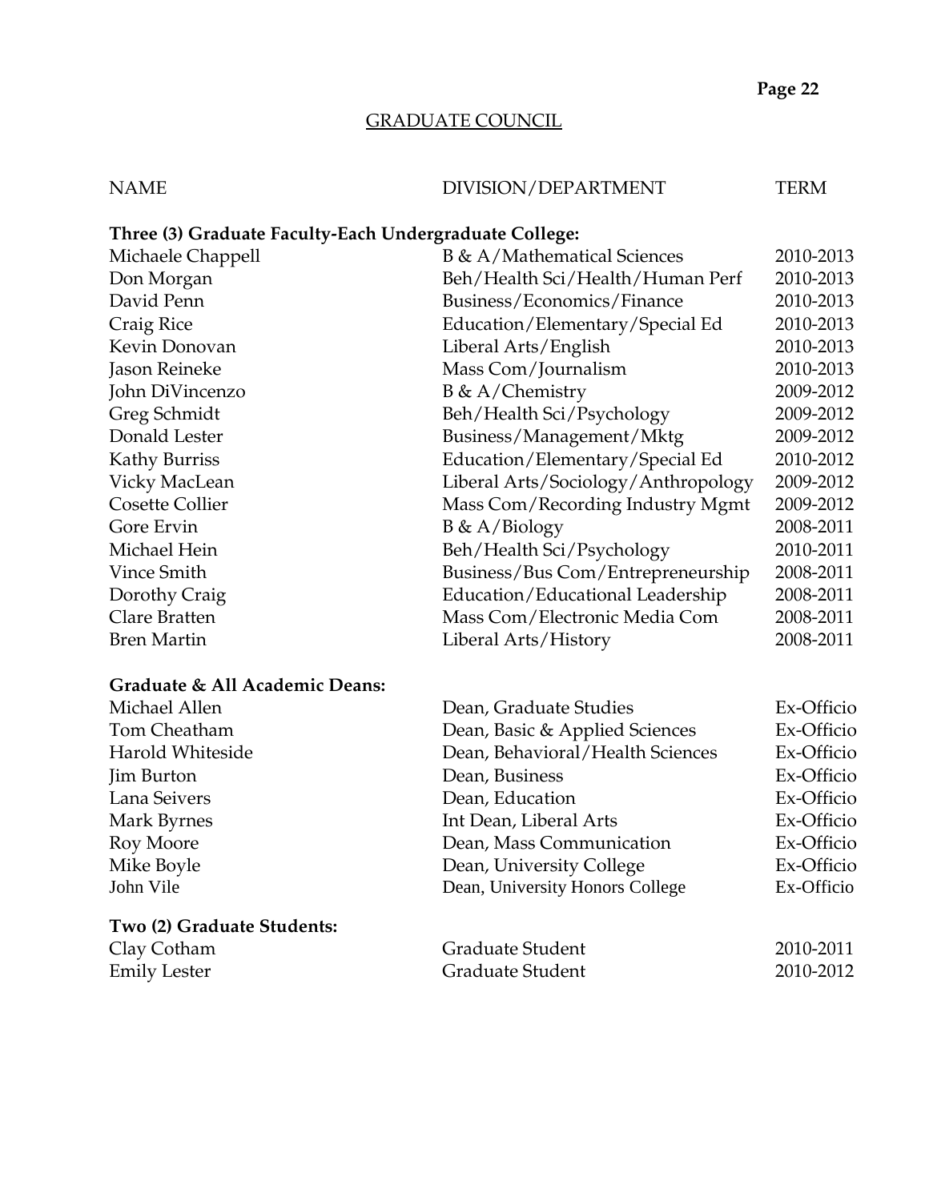## GRADUATE COUNCIL

| NAME | DIVISION/DEPARTMENT | TERM |
|---|---|---|
| **Three (3) Graduate Faculty-Each Undergraduate College:** | | |
| Michaele Chappell | B & A/Mathematical Sciences | 2010-2013 |
| Don Morgan | Beh/Health Sci/Health/Human Perf | 2010-2013 |
| David Penn | Business/Economics/Finance | 2010-2013 |
| Craig Rice | Education/Elementary/Special Ed | 2010-2013 |
| Kevin Donovan | Liberal Arts/English | 2010-2013 |
| Jason Reineke | Mass Com/Journalism | 2010-2013 |
| John DiVincenzo | B & A/Chemistry | 2009-2012 |
| Greg Schmidt | Beh/Health Sci/Psychology | 2009-2012 |
| Donald Lester | Business/Management/Mktg | 2009-2012 |
| Kathy Burriss | Education/Elementary/Special Ed | 2010-2012 |
| Vicky MacLean | Liberal Arts/Sociology/Anthropology | 2009-2012 |
| Cosette Collier | Mass Com/Recording Industry Mgmt | 2009-2012 |
| Gore Ervin | B & A/Biology | 2008-2011 |
| Michael Hein | Beh/Health Sci/Psychology | 2010-2011 |
| Vince Smith | Business/Bus Com/Entrepreneurship | 2008-2011 |
| Dorothy Craig | Education/Educational Leadership | 2008-2011 |
| Clare Bratten | Mass Com/Electronic Media Com | 2008-2011 |
| Bren Martin | Liberal Arts/History | 2008-2011 |
| **Graduate & All Academic Deans:** | | |
| Michael Allen | Dean, Graduate Studies | Ex-Officio |
| Tom Cheatham | Dean, Basic & Applied Sciences | Ex-Officio |
| Harold Whiteside | Dean, Behavioral/Health Sciences | Ex-Officio |
| Jim Burton | Dean, Business | Ex-Officio |
| Lana Seivers | Dean, Education | Ex-Officio |
| Mark Byrnes | Int Dean, Liberal Arts | Ex-Officio |
| Roy Moore | Dean, Mass Communication | Ex-Officio |
| Mike Boyle | Dean, University College | Ex-Officio |
| John Vile | Dean, University Honors College | Ex-Officio |
| **Two (2) Graduate Students:** | | |
| Clay Cotham | Graduate Student | 2010-2011 |
| Emily Lester | Graduate Student | 2010-2012 |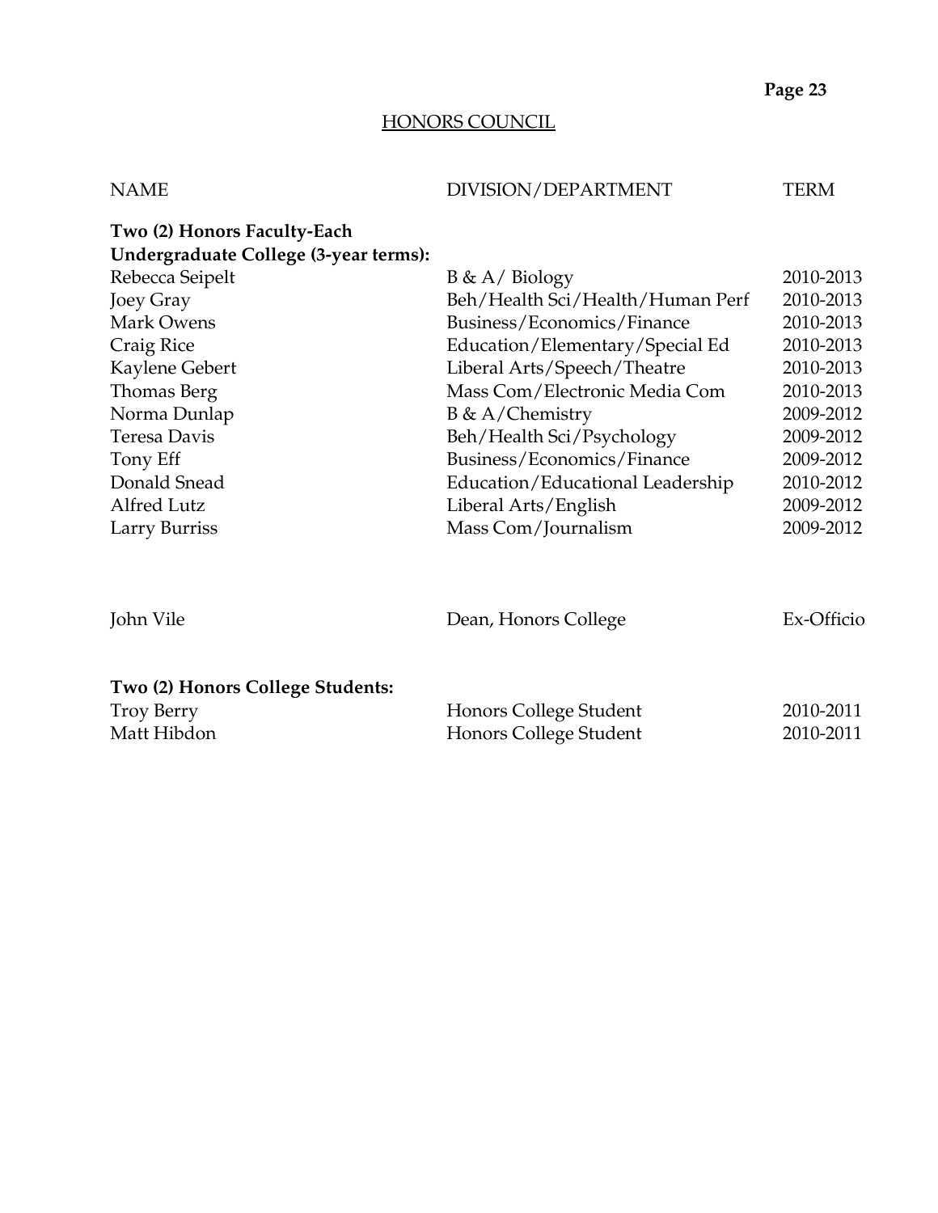## HONORS COUNCIL

| NAME | DIVISION/DEPARTMENT | TERM |
|---|---|---|
| **Two (2) Honors Faculty-Each Undergraduate College (3-year terms):** | | |
| Rebecca Seipelt | B & A/ Biology | 2010-2013 |
| Joey Gray | Beh/Health Sci/Health/Human Perf | 2010-2013 |
| Mark Owens | Business/Economics/Finance | 2010-2013 |
| Craig Rice | Education/Elementary/Special Ed | 2010-2013 |
| Kaylene Gebert | Liberal Arts/Speech/Theatre | 2010-2013 |
| Thomas Berg | Mass Com/Electronic Media Com | 2010-2013 |
| Norma Dunlap | B & A/Chemistry | 2009-2012 |
| Teresa Davis | Beh/Health Sci/Psychology | 2009-2012 |
| Tony Eff | Business/Economics/Finance | 2009-2012 |
| Donald Snead | Education/Educational Leadership | 2010-2012 |
| Alfred Lutz | Liberal Arts/English | 2009-2012 |
| Larry Burriss | Mass Com/Journalism | 2009-2012 |
| | | |
| John Vile | Dean, Honors College | Ex-Officio |
| | | |
| **Two (2) Honors College Students:** | | |
| Troy Berry | Honors College Student | 2010-2011 |
| Matt Hibdon | Honors College Student | 2010-2011 |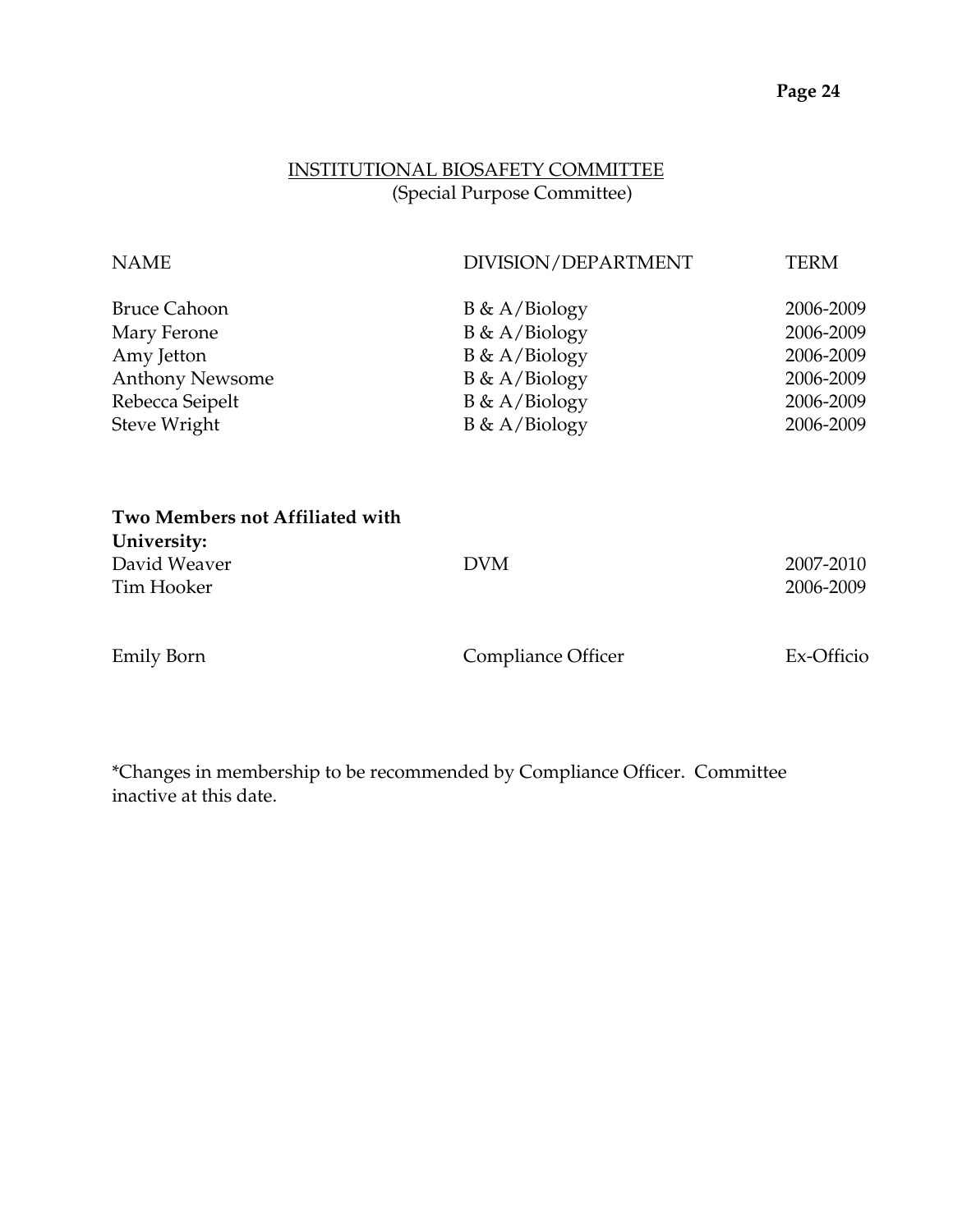## INSTITUTIONAL BIOSAFETY COMMITTEE
(Special Purpose Committee)

| NAME | DIVISION/DEPARTMENT | TERM |
|---|---|---|
| Bruce Cahoon | B & A/Biology | 2006-2009 |
| Mary Ferone | B & A/Biology | 2006-2009 |
| Amy Jetton | B & A/Biology | 2006-2009 |
| Anthony Newsome | B & A/Biology | 2006-2009 |
| Rebecca Seipelt | B & A/Biology | 2006-2009 |
| Steve Wright | B & A/Biology | 2006-2009 |
| **Two Members not Affiliated with University:** | | |
| David Weaver | DVM | 2007-2010 |
| Tim Hooker | | 2006-2009 |
| Emily Born | Compliance Officer | Ex-Officio |

*Changes in membership to be recommended by Compliance Officer. Committee inactive at this date.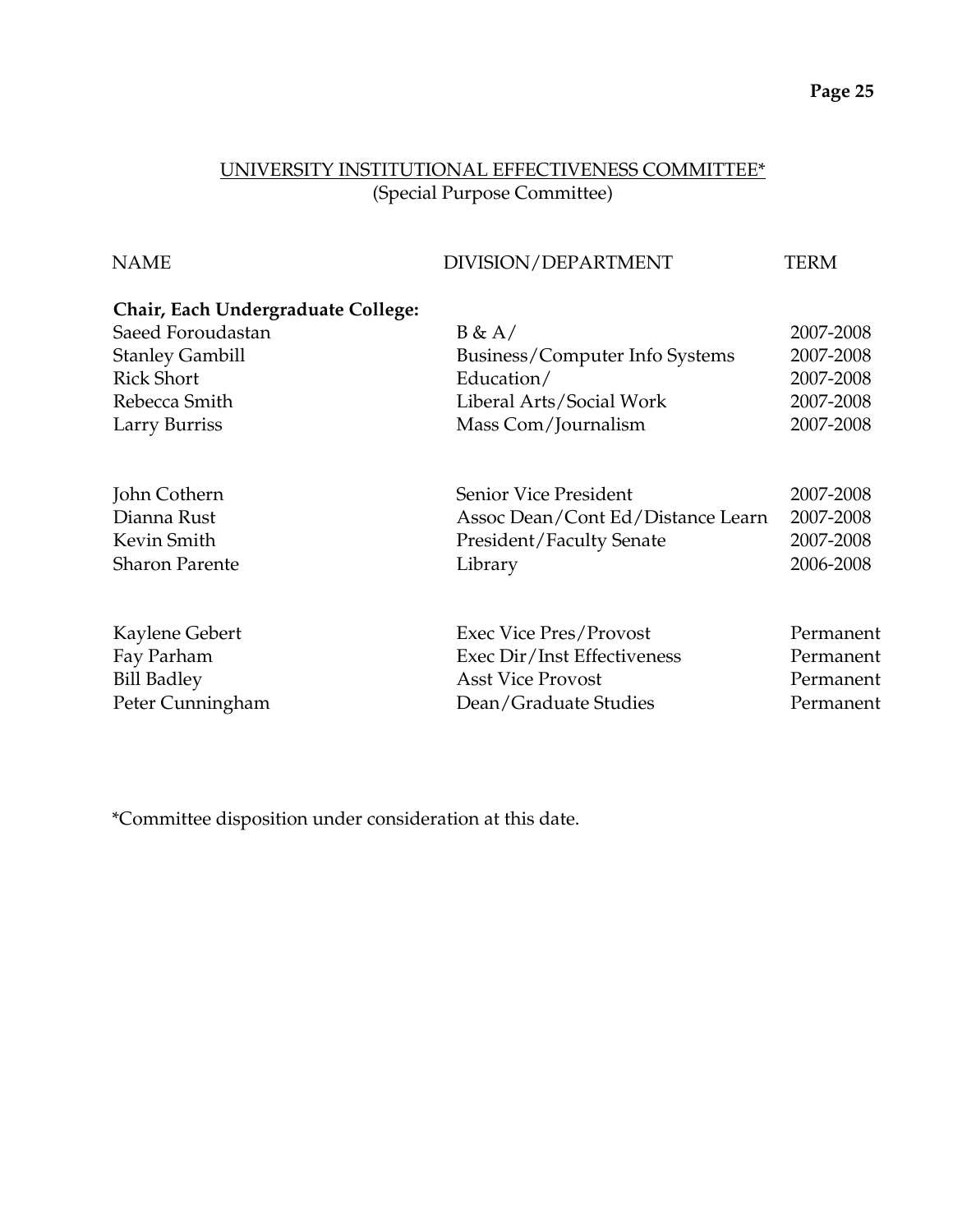## UNIVERSITY INSTITUTIONAL EFFECTIVENESS COMMITTEE*
(Special Purpose Committee)

| NAME | DIVISION/DEPARTMENT | TERM |
|---|---|---|
| **Chair, Each Undergraduate College:** | | |
| Saeed Foroudastan | B & A/ | 2007-2008 |
| Stanley Gambill | Business/Computer Info Systems | 2007-2008 |
| Rick Short | Education/ | 2007-2008 |
| Rebecca Smith | Liberal Arts/Social Work | 2007-2008 |
| Larry Burriss | Mass Com/Journalism | 2007-2008 |
| | | |
| John Cothern | Senior Vice President | 2007-2008 |
| Dianna Rust | Assoc Dean/Cont Ed/Distance Learn | 2007-2008 |
| Kevin Smith | President/Faculty Senate | 2007-2008 |
| Sharon Parente | Library | 2006-2008 |
| | | |
| Kaylene Gebert | Exec Vice Pres/Provost | Permanent |
| Fay Parham | Exec Dir/Inst Effectiveness | Permanent |
| Bill Badley | Asst Vice Provost | Permanent |
| Peter Cunningham | Dean/Graduate Studies | Permanent |

*Committee disposition under consideration at this date.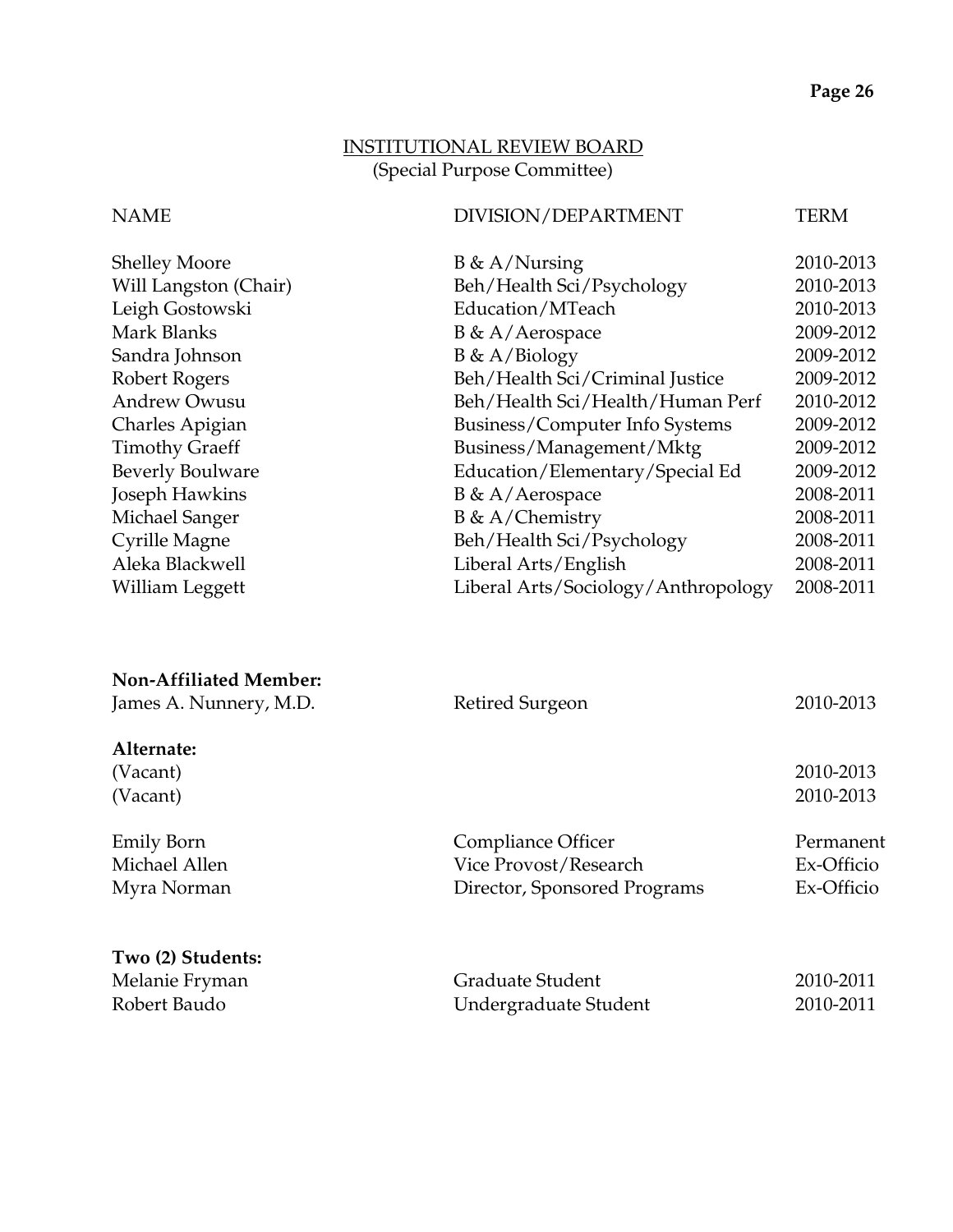## INSTITUTIONAL REVIEW BOARD
(Special Purpose Committee)

| NAME | DIVISION/DEPARTMENT | TERM |
|---|---|---|
| Shelley Moore | B & A/Nursing | 2010-2013 |
| Will Langston (Chair) | Beh/Health Sci/Psychology | 2010-2013 |
| Leigh Gostowski | Education/MTeach | 2010-2013 |
| Mark Blanks | B & A/Aerospace | 2009-2012 |
| Sandra Johnson | B & A/Biology | 2009-2012 |
| Robert Rogers | Beh/Health Sci/Criminal Justice | 2009-2012 |
| Andrew Owusu | Beh/Health Sci/Health/Human Perf | 2010-2012 |
| Charles Apigian | Business/Computer Info Systems | 2009-2012 |
| Timothy Graeff | Business/Management/Mktg | 2009-2012 |
| Beverly Boulware | Education/Elementary/Special Ed | 2009-2012 |
| Joseph Hawkins | B & A/Aerospace | 2008-2011 |
| Michael Sanger | B & A/Chemistry | 2008-2011 |
| Cyrille Magne | Beh/Health Sci/Psychology | 2008-2011 |
| Aleka Blackwell | Liberal Arts/English | 2008-2011 |
| William Leggett | Liberal Arts/Sociology/Anthropology | 2008-2011 |
| **Non-Affiliated Member:** | | |
| James A. Nunnery, M.D. | Retired Surgeon | 2010-2013 |
| **Alternate:** | | |
| (Vacant) | | 2010-2013 |
| (Vacant) | | 2010-2013 |
| Emily Born | Compliance Officer | Permanent |
| Michael Allen | Vice Provost/Research | Ex-Officio |
| Myra Norman | Director, Sponsored Programs | Ex-Officio |
| **Two (2) Students:** | | |
| Melanie Fryman | Graduate Student | 2010-2011 |
| Robert Baudo | Undergraduate Student | 2010-2011 |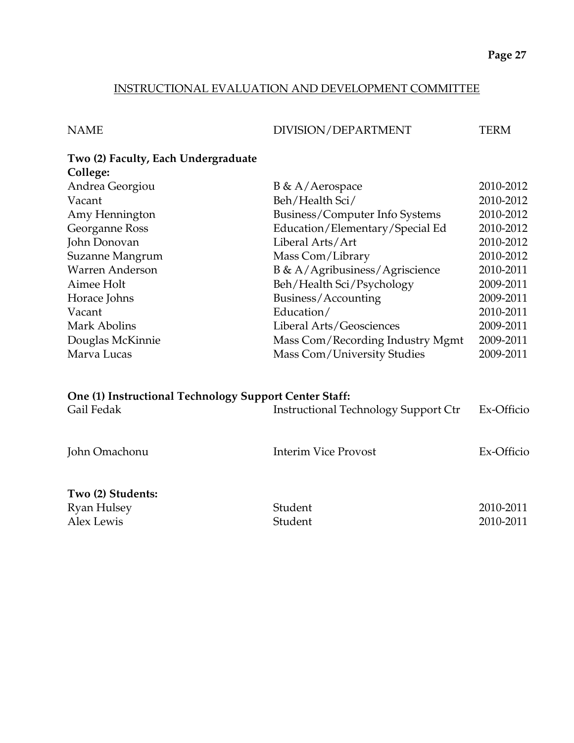## INSTRUCTIONAL EVALUATION AND DEVELOPMENT COMMITTEE

| NAME | DIVISION/DEPARTMENT | TERM |
|---|---|---|
| **Two (2) Faculty, Each Undergraduate College:** | | |
| Andrea Georgiou | B & A/Aerospace | 2010-2012 |
| Vacant | Beh/Health Sci/ | 2010-2012 |
| Amy Hennington | Business/Computer Info Systems | 2010-2012 |
| Georganne Ross | Education/Elementary/Special Ed | 2010-2012 |
| John Donovan | Liberal Arts/Art | 2010-2012 |
| Suzanne Mangrum | Mass Com/Library | 2010-2012 |
| Warren Anderson | B & A/Agribusiness/Agriscience | 2010-2011 |
| Aimee Holt | Beh/Health Sci/Psychology | 2009-2011 |
| Horace Johns | Business/Accounting | 2009-2011 |
| Vacant | Education/ | 2010-2011 |
| Mark Abolins | Liberal Arts/Geosciences | 2009-2011 |
| Douglas McKinnie | Mass Com/Recording Industry Mgmt | 2009-2011 |
| Marva Lucas | Mass Com/University Studies | 2009-2011 |
| **One (1) Instructional Technology Support Center Staff:** | | |
| Gail Fedak | Instructional Technology Support Ctr | Ex-Officio |
| John Omachonu | Interim Vice Provost | Ex-Officio |
| **Two (2) Students:** | | |
| Ryan Hulsey | Student | 2010-2011 |
| Alex Lewis | Student | 2010-2011 |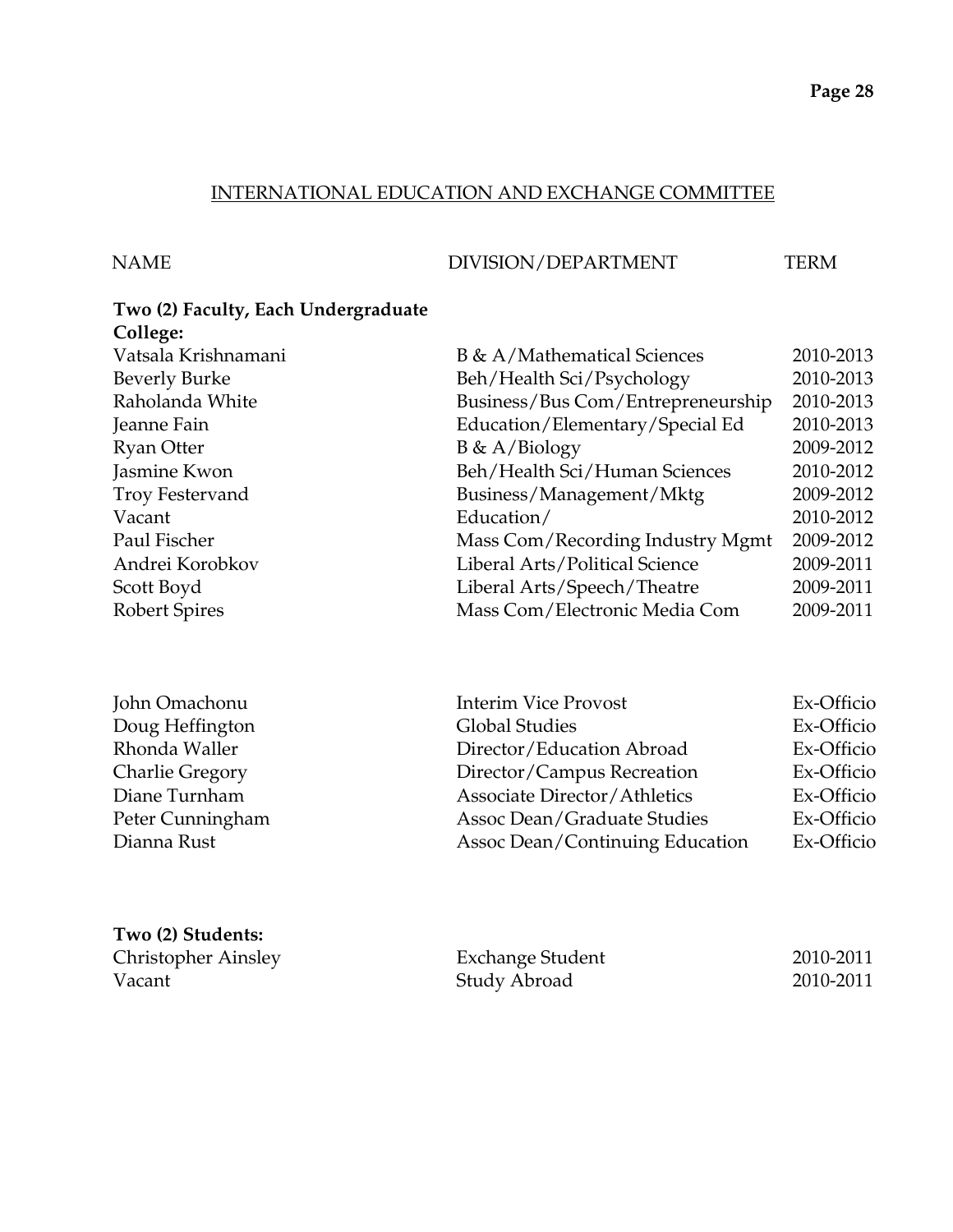## INTERNATIONAL EDUCATION AND EXCHANGE COMMITTEE

| NAME | DIVISION/DEPARTMENT | TERM |
|---|---|---|
| **Two (2) Faculty, Each Undergraduate College:** | | |
| Vatsala Krishnamani | B & A/Mathematical Sciences | 2010-2013 |
| Beverly Burke | Beh/Health Sci/Psychology | 2010-2013 |
| Raholanda White | Business/Bus Com/Entrepreneurship | 2010-2013 |
| Jeanne Fain | Education/Elementary/Special Ed | 2010-2013 |
| Ryan Otter | B & A/Biology | 2009-2012 |
| Jasmine Kwon | Beh/Health Sci/Human Sciences | 2010-2012 |
| Troy Festervand | Business/Management/Mktg | 2009-2012 |
| Vacant | Education/ | 2010-2012 |
| Paul Fischer | Mass Com/Recording Industry Mgmt | 2009-2012 |
| Andrei Korobkov | Liberal Arts/Political Science | 2009-2011 |
| Scott Boyd | Liberal Arts/Speech/Theatre | 2009-2011 |
| Robert Spires | Mass Com/Electronic Media Com | 2009-2011 |
| | | |
| John Omachonu | Interim Vice Provost | Ex-Officio |
| Doug Heffington | Global Studies | Ex-Officio |
| Rhonda Waller | Director/Education Abroad | Ex-Officio |
| Charlie Gregory | Director/Campus Recreation | Ex-Officio |
| Diane Turnham | Associate Director/Athletics | Ex-Officio |
| Peter Cunningham | Assoc Dean/Graduate Studies | Ex-Officio |
| Dianna Rust | Assoc Dean/Continuing Education | Ex-Officio |
| | | |
| **Two (2) Students:** | | |
| Christopher Ainsley | Exchange Student | 2010-2011 |
| Vacant | Study Abroad | 2010-2011 |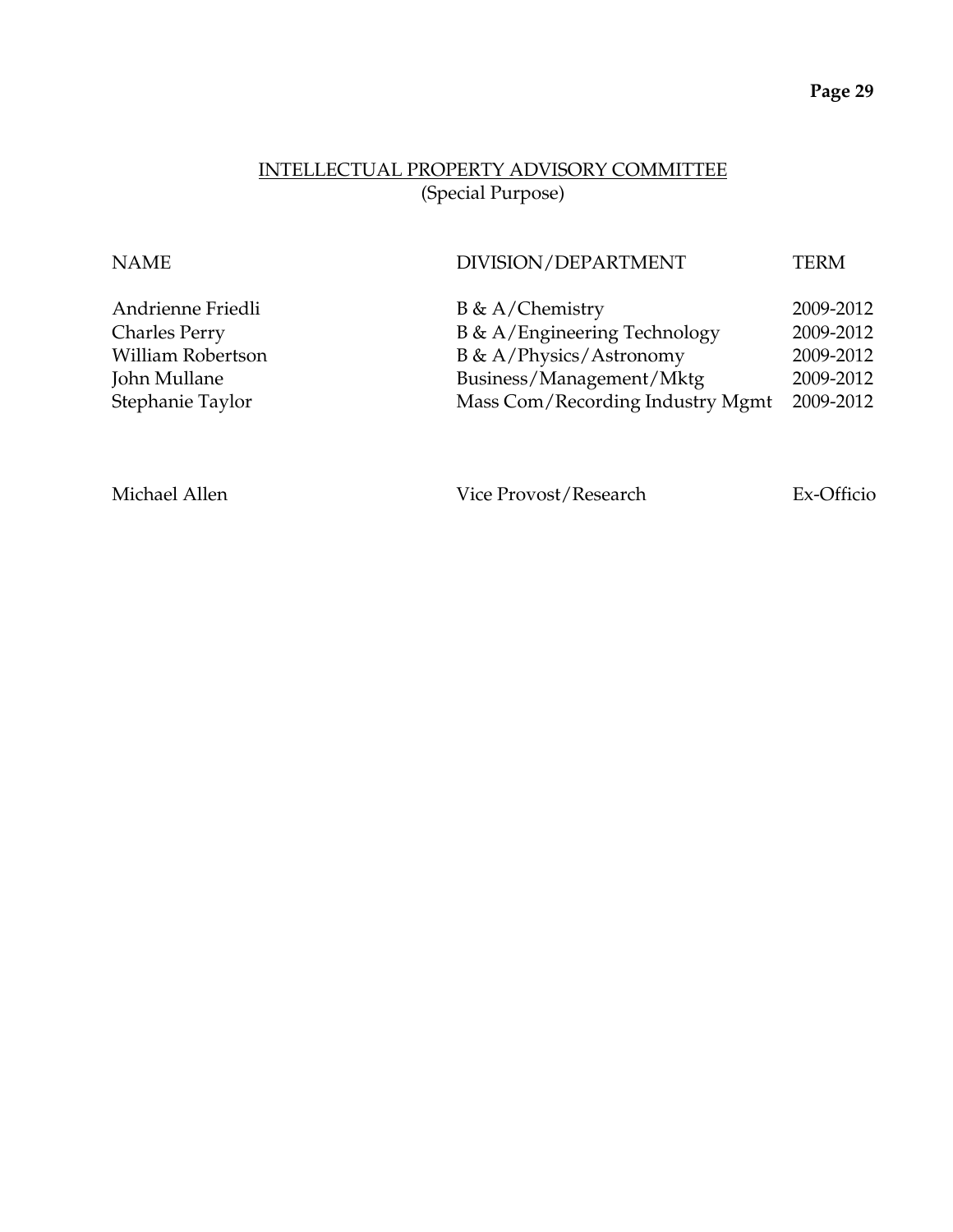## INTELLECTUAL PROPERTY ADVISORY COMMITTEE
(Special Purpose)

| NAME | DIVISION/DEPARTMENT | TERM |
|---|---|---|
| Andrienne Friedli | B & A/Chemistry | 2009-2012 |
| Charles Perry | B & A/Engineering Technology | 2009-2012 |
| William Robertson | B & A/Physics/Astronomy | 2009-2012 |
| John Mullane | Business/Management/Mktg | 2009-2012 |
| Stephanie Taylor | Mass Com/Recording Industry Mgmt | 2009-2012 |
| | | |
| Michael Allen | Vice Provost/Research | Ex-Officio |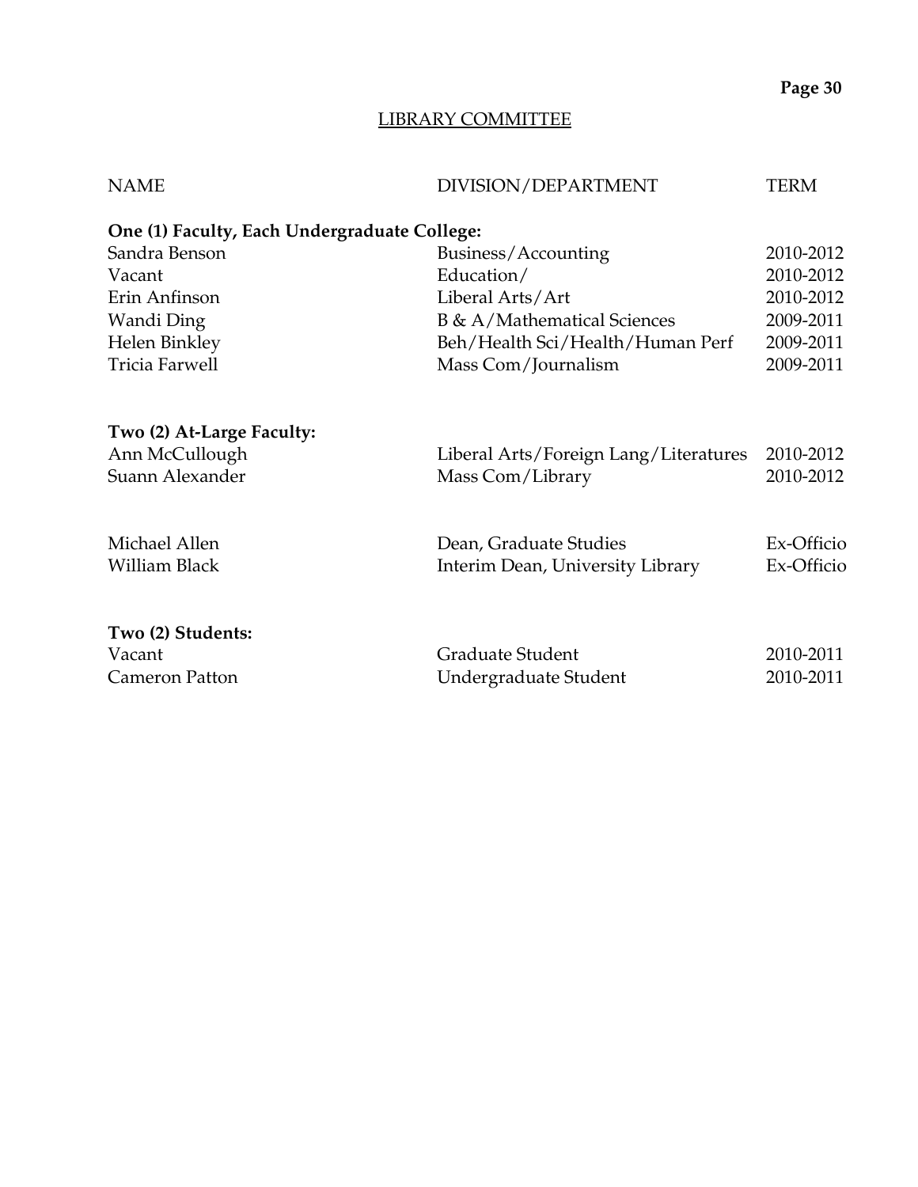## LIBRARY COMMITTEE

| NAME | DIVISION/DEPARTMENT | TERM |
|---|---|---|
| **One (1) Faculty, Each Undergraduate College:** | | |
| Sandra Benson | Business/Accounting | 2010-2012 |
| Vacant | Education/ | 2010-2012 |
| Erin Anfinson | Liberal Arts/Art | 2010-2012 |
| Wandi Ding | B & A/Mathematical Sciences | 2009-2011 |
| Helen Binkley | Beh/Health Sci/Health/Human Perf | 2009-2011 |
| Tricia Farwell | Mass Com/Journalism | 2009-2011 |
| **Two (2) At-Large Faculty:** | | |
| Ann McCullough | Liberal Arts/Foreign Lang/Literatures | 2010-2012 |
| Suann Alexander | Mass Com/Library | 2010-2012 |
| Michael Allen | Dean, Graduate Studies | Ex-Officio |
| William Black | Interim Dean, University Library | Ex-Officio |
| **Two (2) Students:** | | |
| Vacant | Graduate Student | 2010-2011 |
| Cameron Patton | Undergraduate Student | 2010-2011 |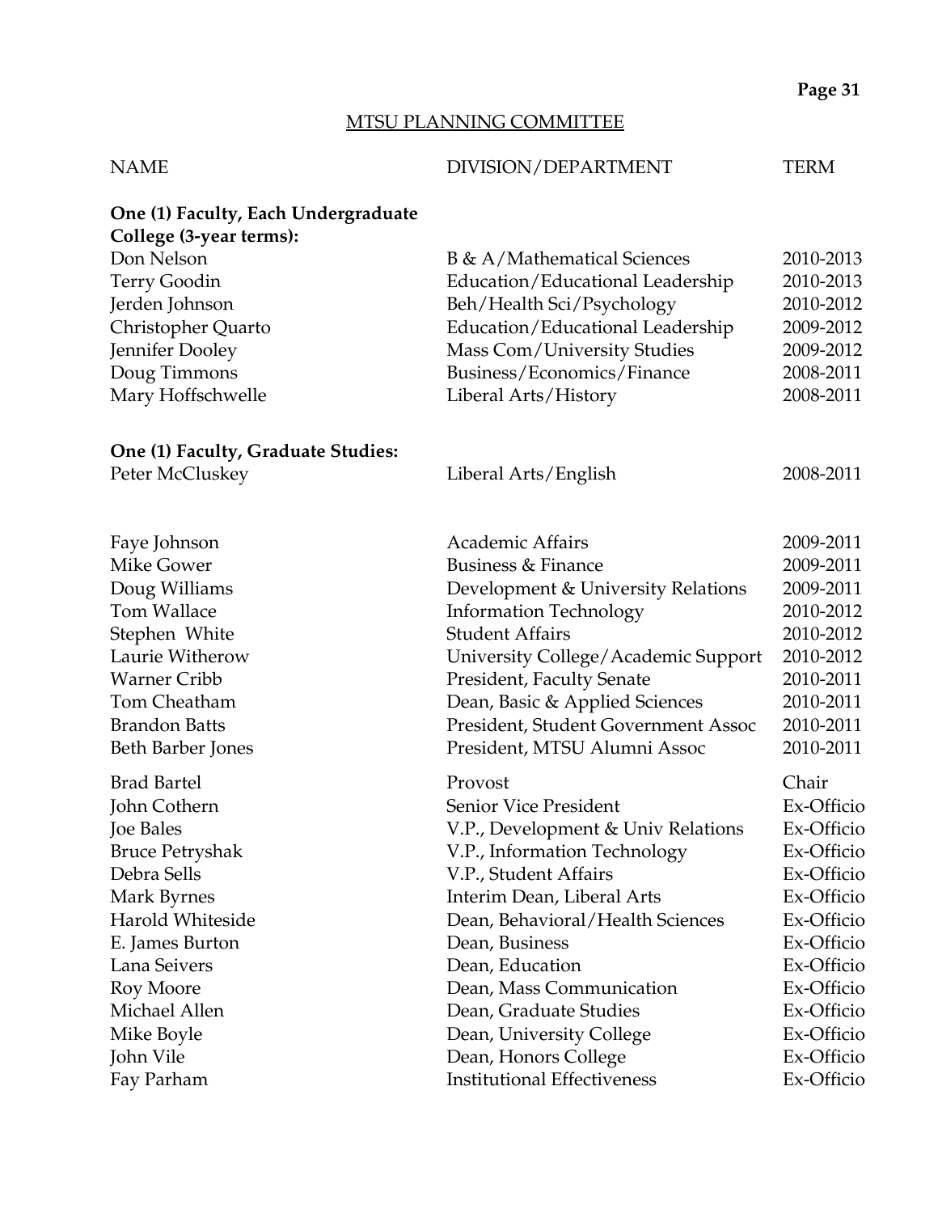## MTSU PLANNING COMMITTEE

| NAME | DIVISION/DEPARTMENT | TERM |
|---|---|---|
| **One (1) Faculty, Each Undergraduate College (3-year terms):** | | |
| Don Nelson | B & A/Mathematical Sciences | 2010-2013 |
| Terry Goodin | Education/Educational Leadership | 2010-2013 |
| Jerden Johnson | Beh/Health Sci/Psychology | 2010-2012 |
| Christopher Quarto | Education/Educational Leadership | 2009-2012 |
| Jennifer Dooley | Mass Com/University Studies | 2009-2012 |
| Doug Timmons | Business/Economics/Finance | 2008-2011 |
| Mary Hoffschwelle | Liberal Arts/History | 2008-2011 |
| **One (1) Faculty, Graduate Studies:** | | |
| Peter McCluskey | Liberal Arts/English | 2008-2011 |
| Faye Johnson | Academic Affairs | 2009-2011 |
| Mike Gower | Business & Finance | 2009-2011 |
| Doug Williams | Development & University Relations | 2009-2011 |
| Tom Wallace | Information Technology | 2010-2012 |
| Stephen White | Student Affairs | 2010-2012 |
| Laurie Witherow | University College/Academic Support | 2010-2012 |
| Warner Cribb | President, Faculty Senate | 2010-2011 |
| Tom Cheatham | Dean, Basic & Applied Sciences | 2010-2011 |
| Brandon Batts | President, Student Government Assoc | 2010-2011 |
| Beth Barber Jones | President, MTSU Alumni Assoc | 2010-2011 |
| Brad Bartel | Provost | Chair |
| John Cothern | Senior Vice President | Ex-Officio |
| Joe Bales | V.P., Development & Univ Relations | Ex-Officio |
| Bruce Petryshak | V.P., Information Technology | Ex-Officio |
| Debra Sells | V.P., Student Affairs | Ex-Officio |
| Mark Byrnes | Interim Dean, Liberal Arts | Ex-Officio |
| Harold Whiteside | Dean, Behavioral/Health Sciences | Ex-Officio |
| E. James Burton | Dean, Business | Ex-Officio |
| Lana Seivers | Dean, Education | Ex-Officio |
| Roy Moore | Dean, Mass Communication | Ex-Officio |
| Michael Allen | Dean, Graduate Studies | Ex-Officio |
| Mike Boyle | Dean, University College | Ex-Officio |
| John Vile | Dean, Honors College | Ex-Officio |
| Fay Parham | Institutional Effectiveness | Ex-Officio |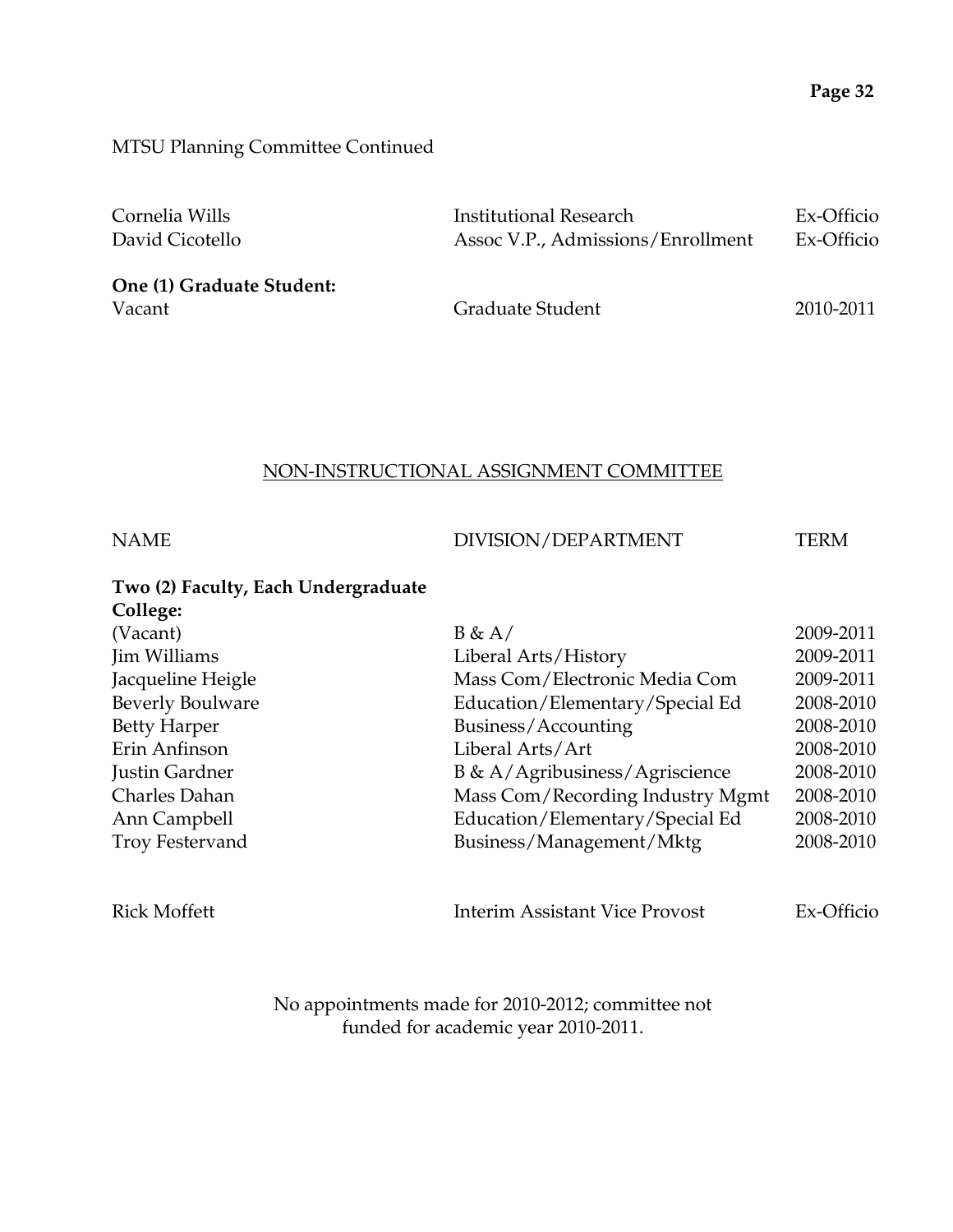MTSU Planning Committee Continued

| | | |
|---|---|---|
| Cornelia Wills | Institutional Research | Ex-Officio |
| David Cicotello | Assoc V.P., Admissions/Enrollment | Ex-Officio |
| **One (1) Graduate Student:** | | |
| Vacant | Graduate Student | 2010-2011 |

## NON-INSTRUCTIONAL ASSIGNMENT COMMITTEE

| NAME | DIVISION/DEPARTMENT | TERM |
|---|---|---|
| **Two (2) Faculty, Each Undergraduate College:** | | |
| (Vacant) | B & A/ | 2009-2011 |
| Jim Williams | Liberal Arts/History | 2009-2011 |
| Jacqueline Heigle | Mass Com/Electronic Media Com | 2009-2011 |
| Beverly Boulware | Education/Elementary/Special Ed | 2008-2010 |
| Betty Harper | Business/Accounting | 2008-2010 |
| Erin Anfinson | Liberal Arts/Art | 2008-2010 |
| Justin Gardner | B & A/Agribusiness/Agriscience | 2008-2010 |
| Charles Dahan | Mass Com/Recording Industry Mgmt | 2008-2010 |
| Ann Campbell | Education/Elementary/Special Ed | 2008-2010 |
| Troy Festervand | Business/Management/Mktg | 2008-2010 |
| Rick Moffett | Interim Assistant Vice Provost | Ex-Officio |

No appointments made for 2010-2012; committee not funded for academic year 2010-2011.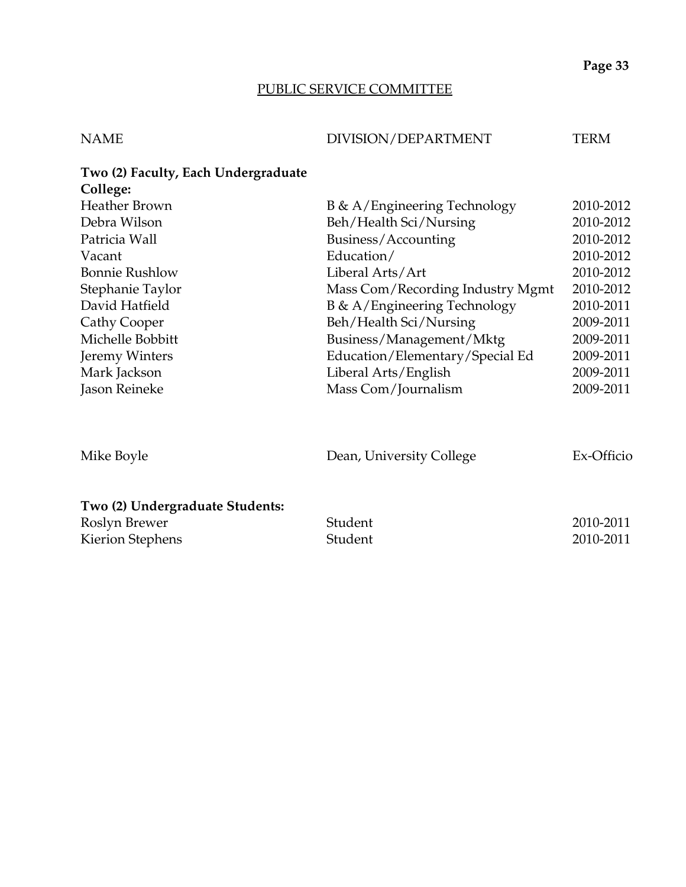## PUBLIC SERVICE COMMITTEE

| NAME | DIVISION/DEPARTMENT | TERM |
|---|---|---|
| **Two (2) Faculty, Each Undergraduate College:** | | |
| Heather Brown | B & A/Engineering Technology | 2010-2012 |
| Debra Wilson | Beh/Health Sci/Nursing | 2010-2012 |
| Patricia Wall | Business/Accounting | 2010-2012 |
| Vacant | Education/ | 2010-2012 |
| Bonnie Rushlow | Liberal Arts/Art | 2010-2012 |
| Stephanie Taylor | Mass Com/Recording Industry Mgmt | 2010-2012 |
| David Hatfield | B & A/Engineering Technology | 2010-2011 |
| Cathy Cooper | Beh/Health Sci/Nursing | 2009-2011 |
| Michelle Bobbitt | Business/Management/Mktg | 2009-2011 |
| Jeremy Winters | Education/Elementary/Special Ed | 2009-2011 |
| Mark Jackson | Liberal Arts/English | 2009-2011 |
| Jason Reineke | Mass Com/Journalism | 2009-2011 |
| | | |
| Mike Boyle | Dean, University College | Ex-Officio |
| | | |
| **Two (2) Undergraduate Students:** | | |
| Roslyn Brewer | Student | 2010-2011 |
| Kierion Stephens | Student | 2010-2011 |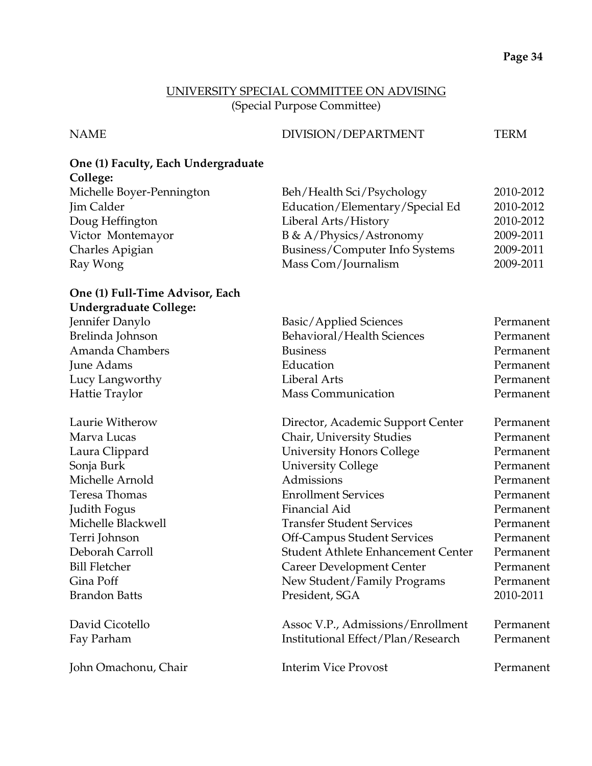## UNIVERSITY SPECIAL COMMITTEE ON ADVISING
(Special Purpose Committee)

| NAME | DIVISION/DEPARTMENT | TERM |
|---|---|---|
| **One (1) Faculty, Each Undergraduate College:** | | |
| Michelle Boyer-Pennington | Beh/Health Sci/Psychology | 2010-2012 |
| Jim Calder | Education/Elementary/Special Ed | 2010-2012 |
| Doug Heffington | Liberal Arts/History | 2010-2012 |
| Victor Montemayor | B & A/Physics/Astronomy | 2009-2011 |
| Charles Apigian | Business/Computer Info Systems | 2009-2011 |
| Ray Wong | Mass Com/Journalism | 2009-2011 |
| **One (1) Full-Time Advisor, Each Undergraduate College:** | | |
| Jennifer Danylo | Basic/Applied Sciences | Permanent |
| Brelinda Johnson | Behavioral/Health Sciences | Permanent |
| Amanda Chambers | Business | Permanent |
| June Adams | Education | Permanent |
| Lucy Langworthy | Liberal Arts | Permanent |
| Hattie Traylor | Mass Communication | Permanent |
| Laurie Witherow | Director, Academic Support Center | Permanent |
| Marva Lucas | Chair, University Studies | Permanent |
| Laura Clippard | University Honors College | Permanent |
| Sonja Burk | University College | Permanent |
| Michelle Arnold | Admissions | Permanent |
| Teresa Thomas | Enrollment Services | Permanent |
| Judith Fogus | Financial Aid | Permanent |
| Michelle Blackwell | Transfer Student Services | Permanent |
| Terri Johnson | Off-Campus Student Services | Permanent |
| Deborah Carroll | Student Athlete Enhancement Center | Permanent |
| Bill Fletcher | Career Development Center | Permanent |
| Gina Poff | New Student/Family Programs | Permanent |
| Brandon Batts | President, SGA | 2010-2011 |
| David Cicotello | Assoc V.P., Admissions/Enrollment | Permanent |
| Fay Parham | Institutional Effect/Plan/Research | Permanent |
| John Omachonu, Chair | Interim Vice Provost | Permanent |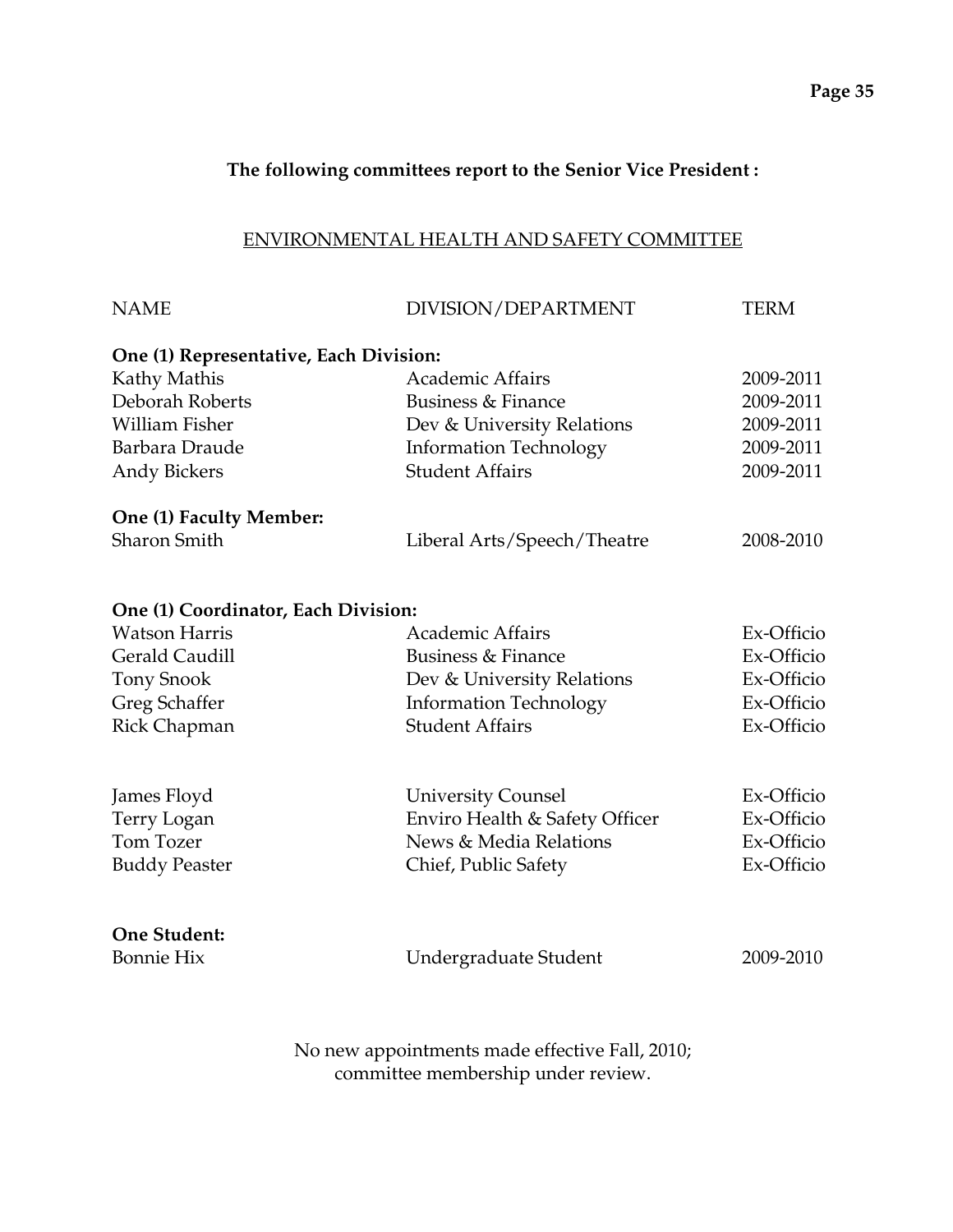**The following committees report to the Senior Vice President :**

## ENVIRONMENTAL HEALTH AND SAFETY COMMITTEE

| NAME | DIVISION/DEPARTMENT | TERM |
|---|---|---|
| **One (1) Representative, Each Division:** | | |
| Kathy Mathis | Academic Affairs | 2009-2011 |
| Deborah Roberts | Business & Finance | 2009-2011 |
| William Fisher | Dev & University Relations | 2009-2011 |
| Barbara Draude | Information Technology | 2009-2011 |
| Andy Bickers | Student Affairs | 2009-2011 |
| **One (1) Faculty Member:** | | |
| Sharon Smith | Liberal Arts/Speech/Theatre | 2008-2010 |
| **One (1) Coordinator, Each Division:** | | |
| Watson Harris | Academic Affairs | Ex-Officio |
| Gerald Caudill | Business & Finance | Ex-Officio |
| Tony Snook | Dev & University Relations | Ex-Officio |
| Greg Schaffer | Information Technology | Ex-Officio |
| Rick Chapman | Student Affairs | Ex-Officio |
| James Floyd | University Counsel | Ex-Officio |
| Terry Logan | Enviro Health & Safety Officer | Ex-Officio |
| Tom Tozer | News & Media Relations | Ex-Officio |
| Buddy Peaster | Chief, Public Safety | Ex-Officio |
| **One Student:** | | |
| Bonnie Hix | Undergraduate Student | 2009-2010 |

No new appointments made effective Fall, 2010;
committee membership under review.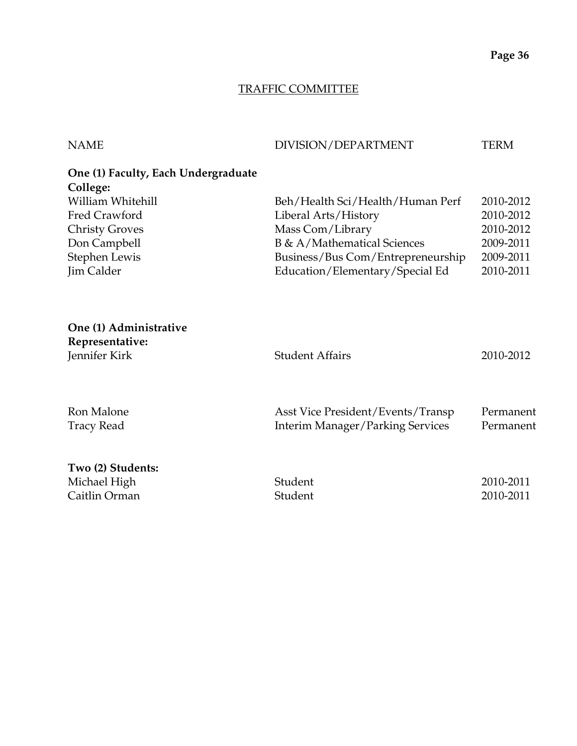## TRAFFIC COMMITTEE

| NAME | DIVISION/DEPARTMENT | TERM |
|---|---|---|
| **One (1) Faculty, Each Undergraduate College:** | | |
| William Whitehill | Beh/Health Sci/Health/Human Perf | 2010-2012 |
| Fred Crawford | Liberal Arts/History | 2010-2012 |
| Christy Groves | Mass Com/Library | 2010-2012 |
| Don Campbell | B & A/Mathematical Sciences | 2009-2011 |
| Stephen Lewis | Business/Bus Com/Entrepreneurship | 2009-2011 |
| Jim Calder | Education/Elementary/Special Ed | 2010-2011 |
| **One (1) Administrative Representative:** | | |
| Jennifer Kirk | Student Affairs | 2010-2012 |
| Ron Malone | Asst Vice President/Events/Transp | Permanent |
| Tracy Read | Interim Manager/Parking Services | Permanent |
| **Two (2) Students:** | | |
| Michael High | Student | 2010-2011 |
| Caitlin Orman | Student | 2010-2011 |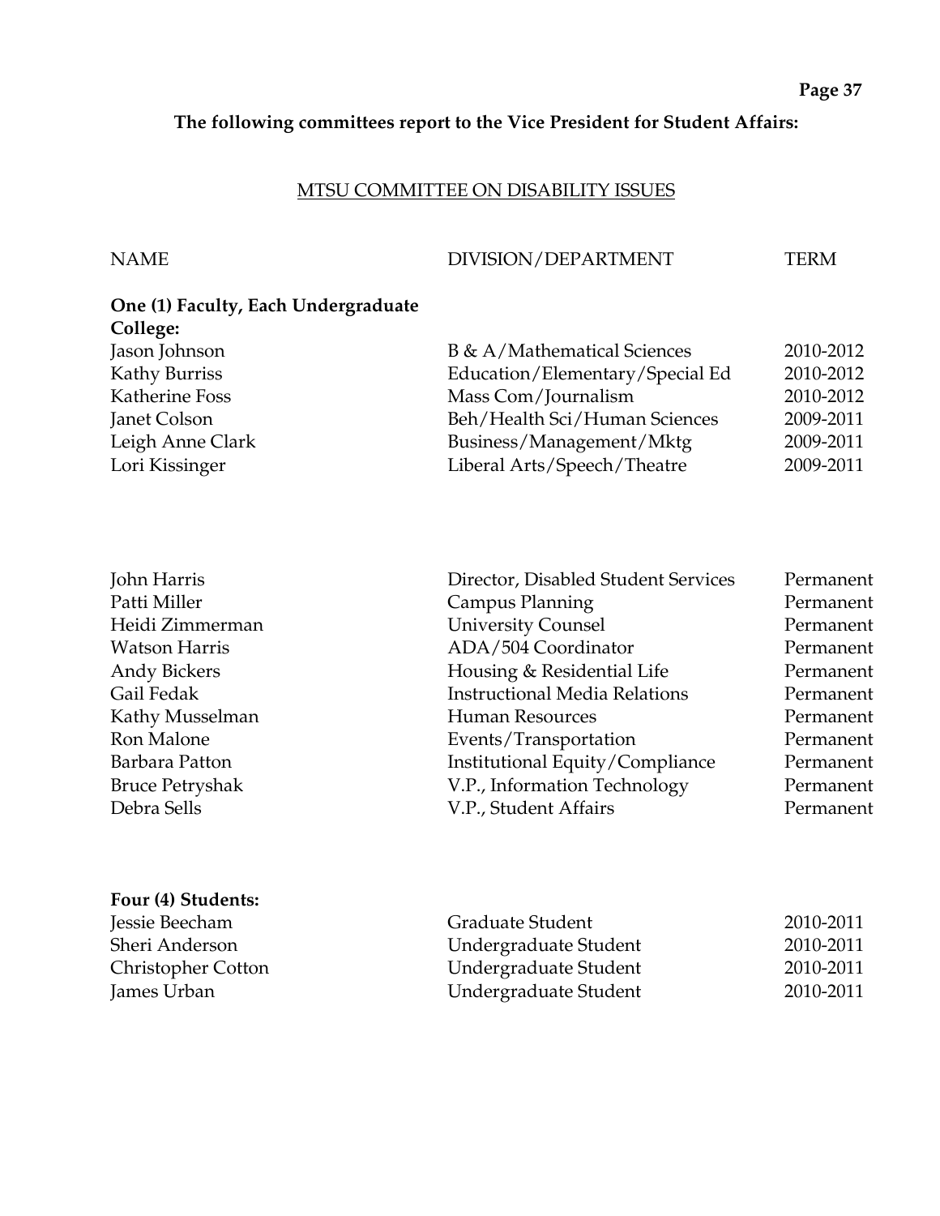**The following committees report to the Vice President for Student Affairs:**

## MTSU COMMITTEE ON DISABILITY ISSUES

| NAME | DIVISION/DEPARTMENT | TERM |
|---|---|---|
| **One (1) Faculty, Each Undergraduate College:** | | |
| Jason Johnson | B & A/Mathematical Sciences | 2010-2012 |
| Kathy Burriss | Education/Elementary/Special Ed | 2010-2012 |
| Katherine Foss | Mass Com/Journalism | 2010-2012 |
| Janet Colson | Beh/Health Sci/Human Sciences | 2009-2011 |
| Leigh Anne Clark | Business/Management/Mktg | 2009-2011 |
| Lori Kissinger | Liberal Arts/Speech/Theatre | 2009-2011 |
| | | |
| John Harris | Director, Disabled Student Services | Permanent |
| Patti Miller | Campus Planning | Permanent |
| Heidi Zimmerman | University Counsel | Permanent |
| Watson Harris | ADA/504 Coordinator | Permanent |
| Andy Bickers | Housing & Residential Life | Permanent |
| Gail Fedak | Instructional Media Relations | Permanent |
| Kathy Musselman | Human Resources | Permanent |
| Ron Malone | Events/Transportation | Permanent |
| Barbara Patton | Institutional Equity/Compliance | Permanent |
| Bruce Petryshak | V.P., Information Technology | Permanent |
| Debra Sells | V.P., Student Affairs | Permanent |
| | | |
| **Four (4) Students:** | | |
| Jessie Beecham | Graduate Student | 2010-2011 |
| Sheri Anderson | Undergraduate Student | 2010-2011 |
| Christopher Cotton | Undergraduate Student | 2010-2011 |
| James Urban | Undergraduate Student | 2010-2011 |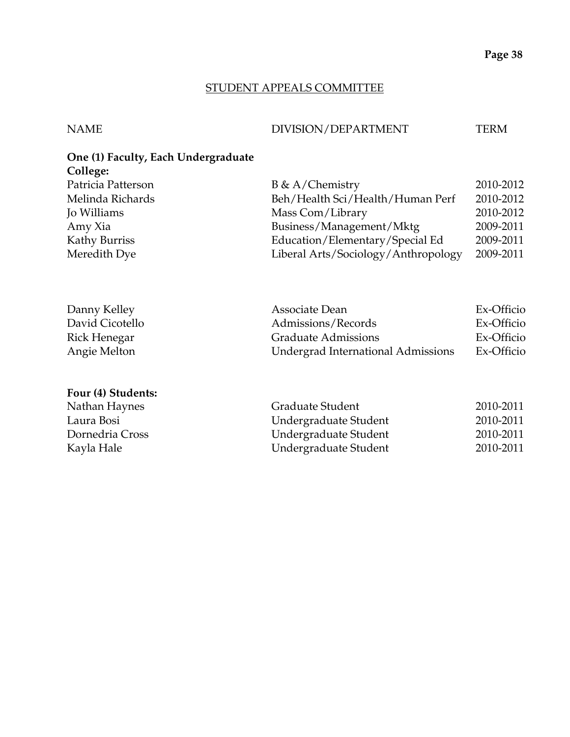## STUDENT APPEALS COMMITTEE

| NAME | DIVISION/DEPARTMENT | TERM |
|---|---|---|
| **One (1) Faculty, Each Undergraduate College:** | | |
| Patricia Patterson | B & A/Chemistry | 2010-2012 |
| Melinda Richards | Beh/Health Sci/Health/Human Perf | 2010-2012 |
| Jo Williams | Mass Com/Library | 2010-2012 |
| Amy Xia | Business/Management/Mktg | 2009-2011 |
| Kathy Burriss | Education/Elementary/Special Ed | 2009-2011 |
| Meredith Dye | Liberal Arts/Sociology/Anthropology | 2009-2011 |
| | | |
| Danny Kelley | Associate Dean | Ex-Officio |
| David Cicotello | Admissions/Records | Ex-Officio |
| Rick Henegar | Graduate Admissions | Ex-Officio |
| Angie Melton | Undergrad International Admissions | Ex-Officio |
| | | |
| **Four (4) Students:** | | |
| Nathan Haynes | Graduate Student | 2010-2011 |
| Laura Bosi | Undergraduate Student | 2010-2011 |
| Dornedria Cross | Undergraduate Student | 2010-2011 |
| Kayla Hale | Undergraduate Student | 2010-2011 |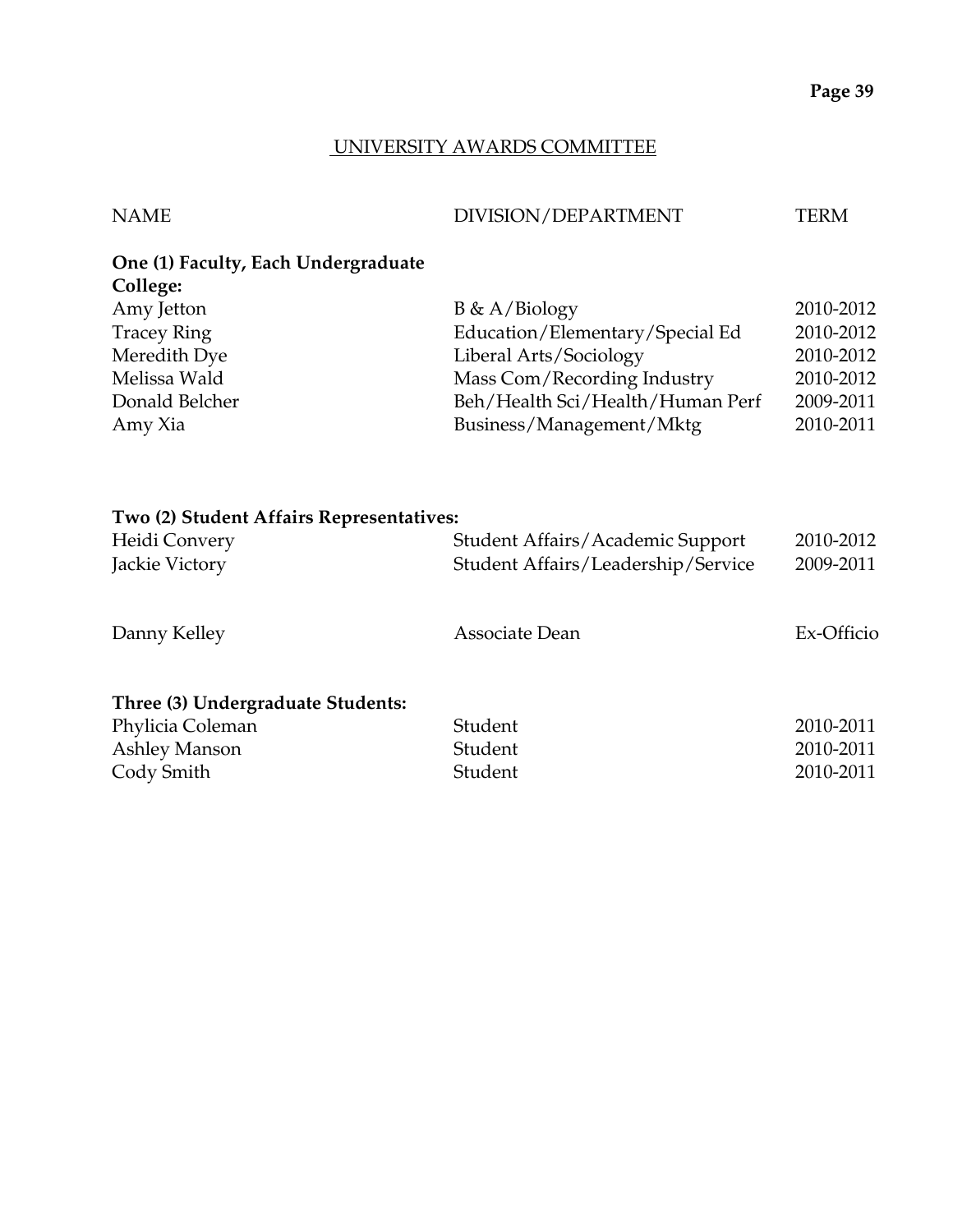## UNIVERSITY AWARDS COMMITTEE

| NAME | DIVISION/DEPARTMENT | TERM |
|---|---|---|
| **One (1) Faculty, Each Undergraduate College:** | | |
| Amy Jetton | B & A/Biology | 2010-2012 |
| Tracey Ring | Education/Elementary/Special Ed | 2010-2012 |
| Meredith Dye | Liberal Arts/Sociology | 2010-2012 |
| Melissa Wald | Mass Com/Recording Industry | 2010-2012 |
| Donald Belcher | Beh/Health Sci/Health/Human Perf | 2009-2011 |
| Amy Xia | Business/Management/Mktg | 2010-2011 |
| **Two (2) Student Affairs Representatives:** | | |
| Heidi Convery | Student Affairs/Academic Support | 2010-2012 |
| Jackie Victory | Student Affairs/Leadership/Service | 2009-2011 |
| Danny Kelley | Associate Dean | Ex-Officio |
| **Three (3) Undergraduate Students:** | | |
| Phylicia Coleman | Student | 2010-2011 |
| Ashley Manson | Student | 2010-2011 |
| Cody Smith | Student | 2010-2011 |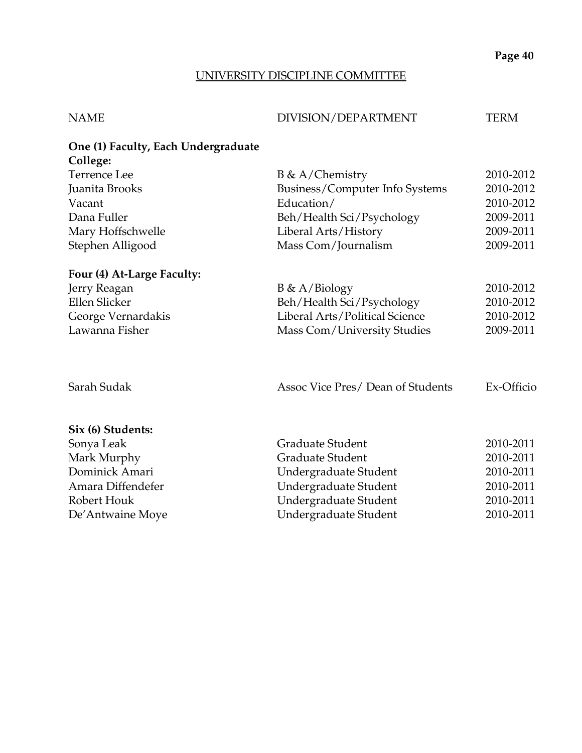## UNIVERSITY DISCIPLINE COMMITTEE

| NAME | DIVISION/DEPARTMENT | TERM |
|---|---|---|
| **One (1) Faculty, Each Undergraduate College:** | | |
| Terrence Lee | B & A/Chemistry | 2010-2012 |
| Juanita Brooks | Business/Computer Info Systems | 2010-2012 |
| Vacant | Education/ | 2010-2012 |
| Dana Fuller | Beh/Health Sci/Psychology | 2009-2011 |
| Mary Hoffschwelle | Liberal Arts/History | 2009-2011 |
| Stephen Alligood | Mass Com/Journalism | 2009-2011 |
| **Four (4) At-Large Faculty:** | | |
| Jerry Reagan | B & A/Biology | 2010-2012 |
| Ellen Slicker | Beh/Health Sci/Psychology | 2010-2012 |
| George Vernardakis | Liberal Arts/Political Science | 2010-2012 |
| Lawanna Fisher | Mass Com/University Studies | 2009-2011 |
| Sarah Sudak | Assoc Vice Pres/ Dean of Students | Ex-Officio |
| **Six (6) Students:** | | |
| Sonya Leak | Graduate Student | 2010-2011 |
| Mark Murphy | Graduate Student | 2010-2011 |
| Dominick Amari | Undergraduate Student | 2010-2011 |
| Amara Diffendefer | Undergraduate Student | 2010-2011 |
| Robert Houk | Undergraduate Student | 2010-2011 |
| De'Antwaine Moye | Undergraduate Student | 2010-2011 |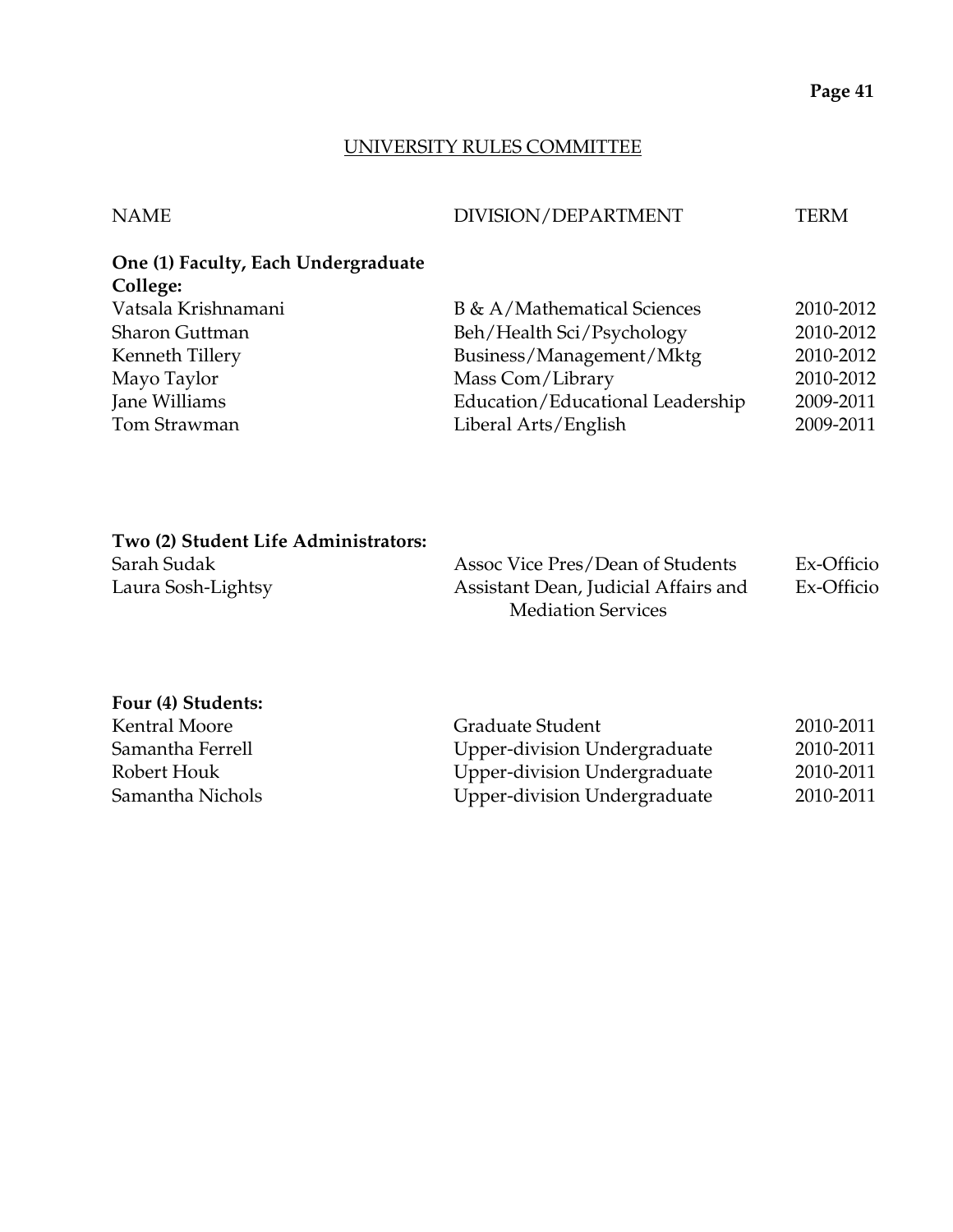## UNIVERSITY RULES COMMITTEE

| NAME | DIVISION/DEPARTMENT | TERM |
|---|---|---|
| **One (1) Faculty, Each Undergraduate College:** | | |
| Vatsala Krishnamani | B & A/Mathematical Sciences | 2010-2012 |
| Sharon Guttman | Beh/Health Sci/Psychology | 2010-2012 |
| Kenneth Tillery | Business/Management/Mktg | 2010-2012 |
| Mayo Taylor | Mass Com/Library | 2010-2012 |
| Jane Williams | Education/Educational Leadership | 2009-2011 |
| Tom Strawman | Liberal Arts/English | 2009-2011 |
| **Two (2) Student Life Administrators:** | | |
| Sarah Sudak | Assoc Vice Pres/Dean of Students | Ex-Officio |
| Laura Sosh-Lightsy | Assistant Dean, Judicial Affairs and Mediation Services | Ex-Officio |
| **Four (4) Students:** | | |
| Kentral Moore | Graduate Student | 2010-2011 |
| Samantha Ferrell | Upper-division Undergraduate | 2010-2011 |
| Robert Houk | Upper-division Undergraduate | 2010-2011 |
| Samantha Nichols | Upper-division Undergraduate | 2010-2011 |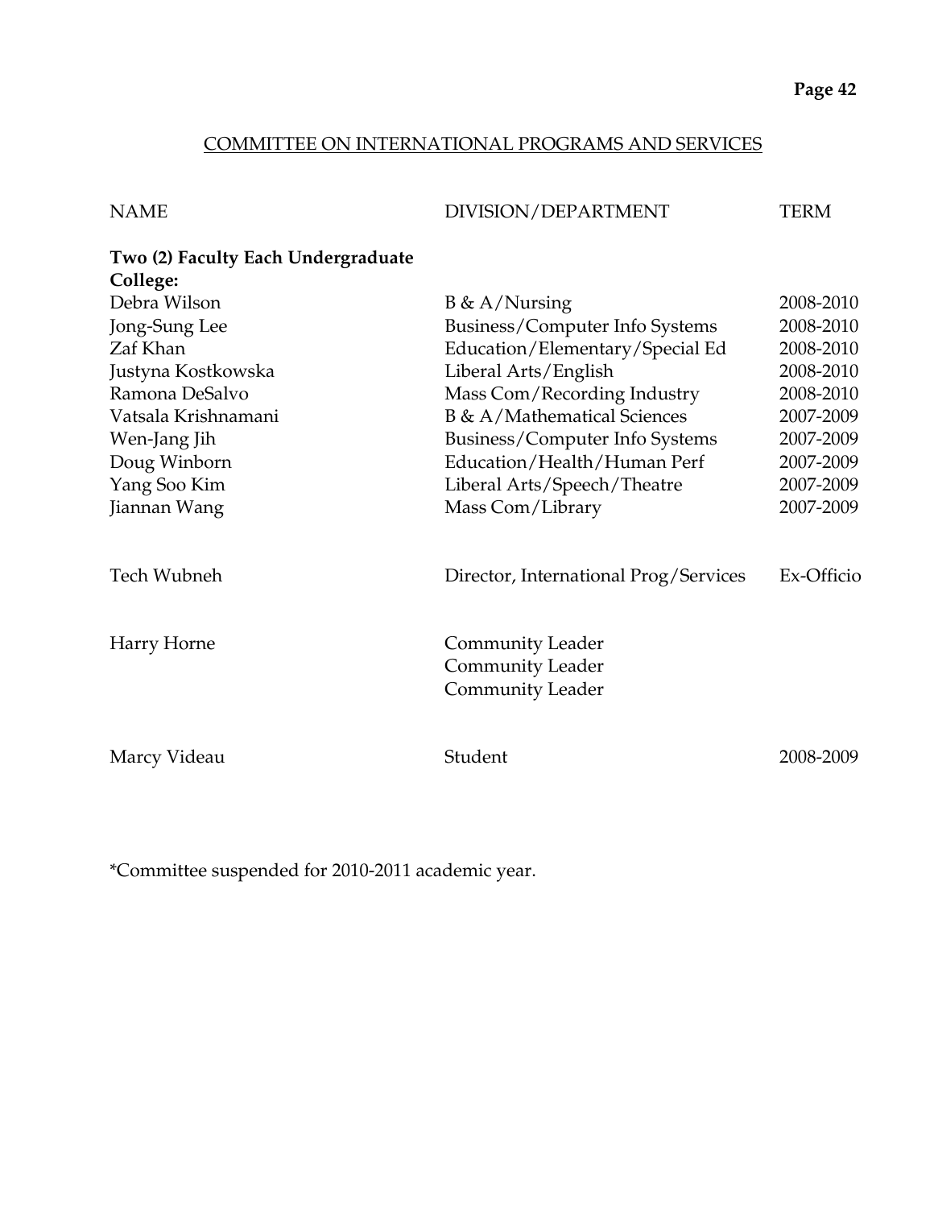## COMMITTEE ON INTERNATIONAL PROGRAMS AND SERVICES

| NAME | DIVISION/DEPARTMENT | TERM |
|---|---|---|
| **Two (2) Faculty Each Undergraduate College:** | | |
| Debra Wilson | B & A/Nursing | 2008-2010 |
| Jong-Sung Lee | Business/Computer Info Systems | 2008-2010 |
| Zaf Khan | Education/Elementary/Special Ed | 2008-2010 |
| Justyna Kostkowska | Liberal Arts/English | 2008-2010 |
| Ramona DeSalvo | Mass Com/Recording Industry | 2008-2010 |
| Vatsala Krishnamani | B & A/Mathematical Sciences | 2007-2009 |
| Wen-Jang Jih | Business/Computer Info Systems | 2007-2009 |
| Doug Winborn | Education/Health/Human Perf | 2007-2009 |
| Yang Soo Kim | Liberal Arts/Speech/Theatre | 2007-2009 |
| Jiannan Wang | Mass Com/Library | 2007-2009 |
| Tech Wubneh | Director, International Prog/Services | Ex-Officio |
| Harry Horne | Community Leader | |
| | Community Leader | |
| | Community Leader | |
| Marcy Videau | Student | 2008-2009 |

*Committee suspended for 2010-2011 academic year.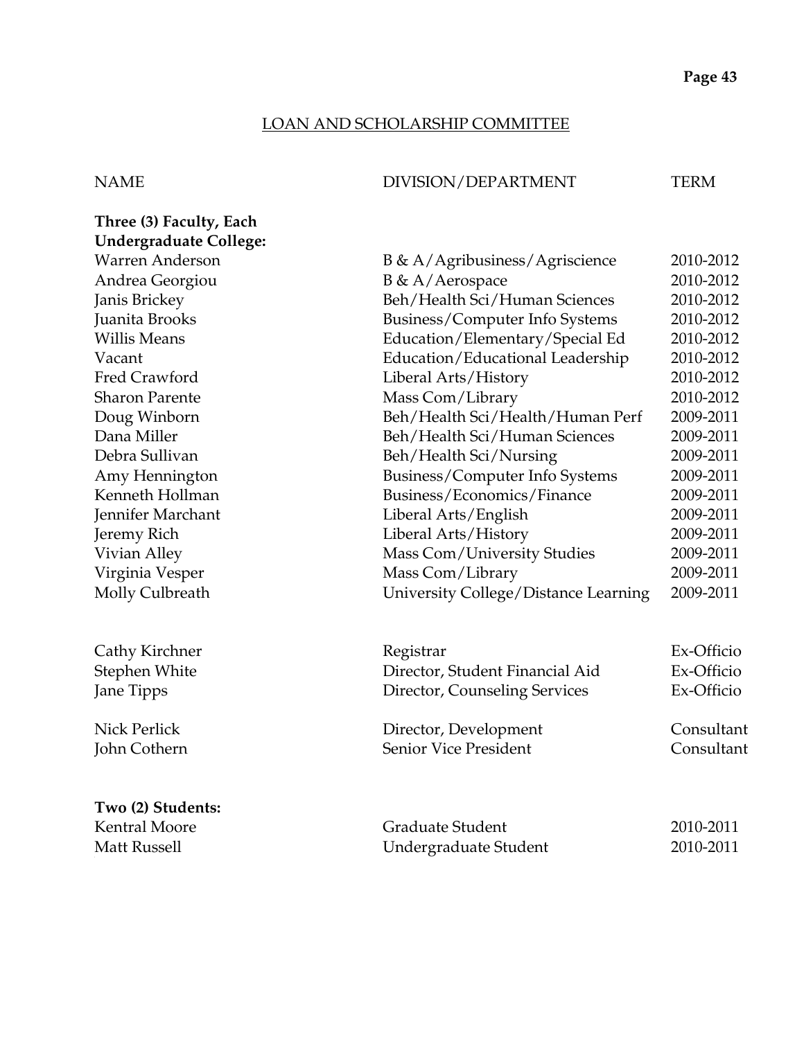## LOAN AND SCHOLARSHIP COMMITTEE

| NAME | DIVISION/DEPARTMENT | TERM |
|---|---|---|
| **Three (3) Faculty, Each Undergraduate College:** | | |
| Warren Anderson | B & A/Agribusiness/Agriscience | 2010-2012 |
| Andrea Georgiou | B & A/Aerospace | 2010-2012 |
| Janis Brickey | Beh/Health Sci/Human Sciences | 2010-2012 |
| Juanita Brooks | Business/Computer Info Systems | 2010-2012 |
| Willis Means | Education/Elementary/Special Ed | 2010-2012 |
| Vacant | Education/Educational Leadership | 2010-2012 |
| Fred Crawford | Liberal Arts/History | 2010-2012 |
| Sharon Parente | Mass Com/Library | 2010-2012 |
| Doug Winborn | Beh/Health Sci/Health/Human Perf | 2009-2011 |
| Dana Miller | Beh/Health Sci/Human Sciences | 2009-2011 |
| Debra Sullivan | Beh/Health Sci/Nursing | 2009-2011 |
| Amy Hennington | Business/Computer Info Systems | 2009-2011 |
| Kenneth Hollman | Business/Economics/Finance | 2009-2011 |
| Jennifer Marchant | Liberal Arts/English | 2009-2011 |
| Jeremy Rich | Liberal Arts/History | 2009-2011 |
| Vivian Alley | Mass Com/University Studies | 2009-2011 |
| Virginia Vesper | Mass Com/Library | 2009-2011 |
| Molly Culbreath | University College/Distance Learning | 2009-2011 |
| Cathy Kirchner | Registrar | Ex-Officio |
| Stephen White | Director, Student Financial Aid | Ex-Officio |
| Jane Tipps | Director, Counseling Services | Ex-Officio |
| Nick Perlick | Director, Development | Consultant |
| John Cothern | Senior Vice President | Consultant |
| **Two (2) Students:** | | |
| Kentral Moore | Graduate Student | 2010-2011 |
| Matt Russell | Undergraduate Student | 2010-2011 |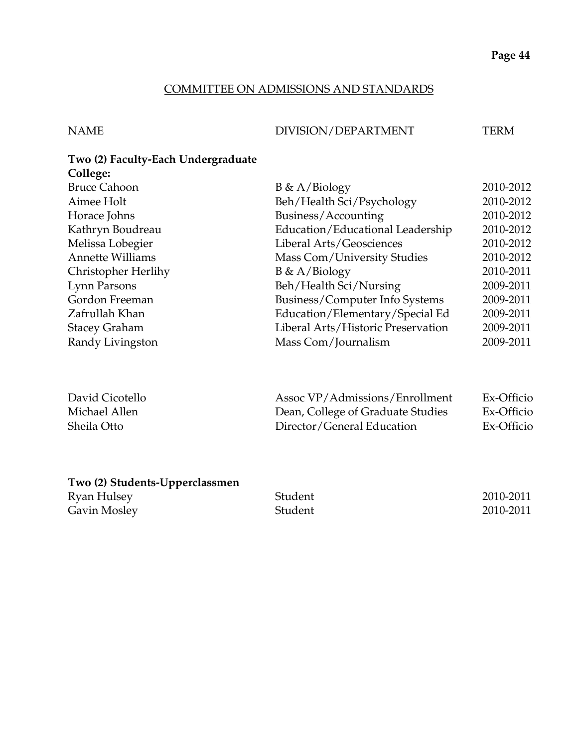## COMMITTEE ON ADMISSIONS AND STANDARDS

| NAME | DIVISION/DEPARTMENT | TERM |
|---|---|---|
| **Two (2) Faculty-Each Undergraduate College:** | | |
| Bruce Cahoon | B & A/Biology | 2010-2012 |
| Aimee Holt | Beh/Health Sci/Psychology | 2010-2012 |
| Horace Johns | Business/Accounting | 2010-2012 |
| Kathryn Boudreau | Education/Educational Leadership | 2010-2012 |
| Melissa Lobegier | Liberal Arts/Geosciences | 2010-2012 |
| Annette Williams | Mass Com/University Studies | 2010-2012 |
| Christopher Herlihy | B & A/Biology | 2010-2011 |
| Lynn Parsons | Beh/Health Sci/Nursing | 2009-2011 |
| Gordon Freeman | Business/Computer Info Systems | 2009-2011 |
| Zafrullah Khan | Education/Elementary/Special Ed | 2009-2011 |
| Stacey Graham | Liberal Arts/Historic Preservation | 2009-2011 |
| Randy Livingston | Mass Com/Journalism | 2009-2011 |
| | | |
| David Cicotello | Assoc VP/Admissions/Enrollment | Ex-Officio |
| Michael Allen | Dean, College of Graduate Studies | Ex-Officio |
| Sheila Otto | Director/General Education | Ex-Officio |
| | | |
| **Two (2) Students-Upperclassmen** | | |
| Ryan Hulsey | Student | 2010-2011 |
| Gavin Mosley | Student | 2010-2011 |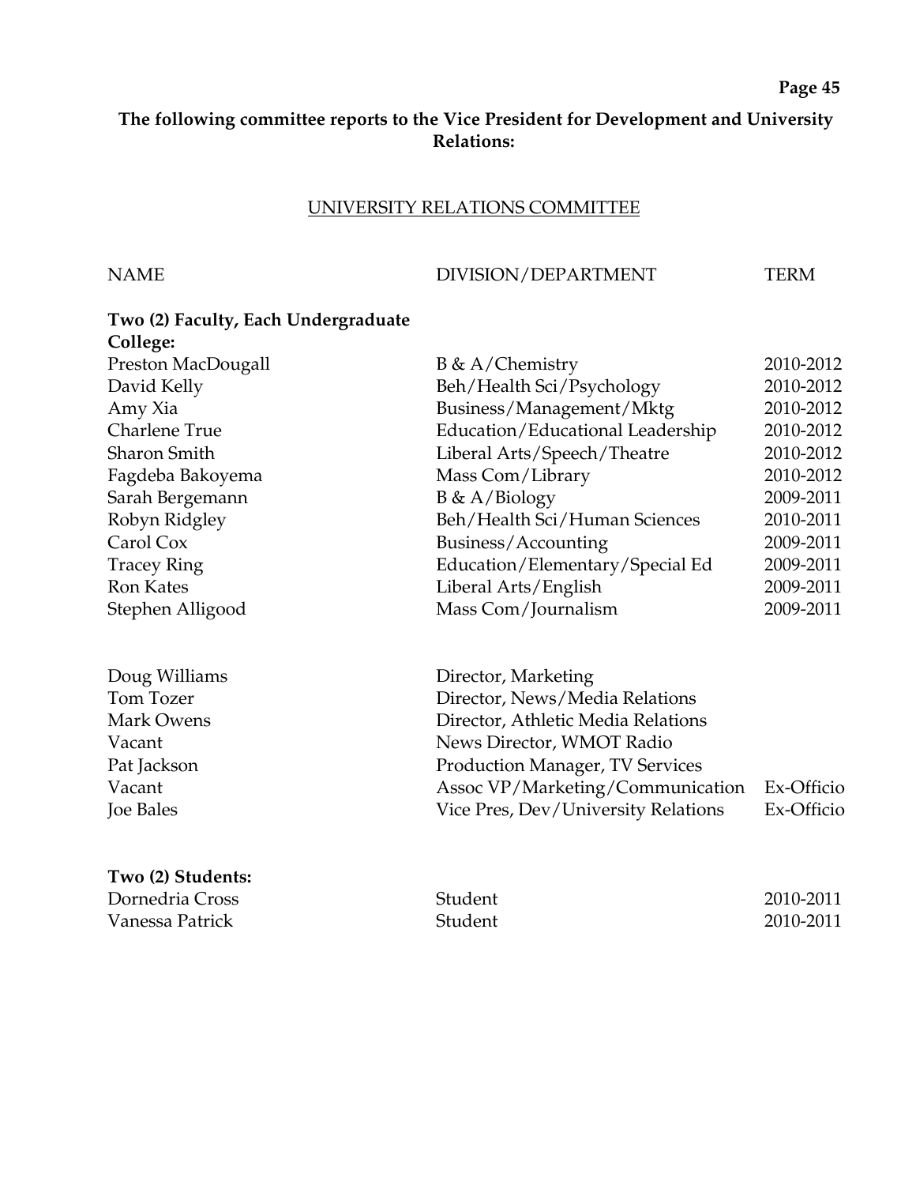**The following committee reports to the Vice President for Development and University Relations:**

## UNIVERSITY RELATIONS COMMITTEE

| NAME | DIVISION/DEPARTMENT | TERM |
| --- | --- | --- |
| **Two (2) Faculty, Each Undergraduate College:** | | |
| Preston MacDougall | B & A/Chemistry | 2010-2012 |
| David Kelly | Beh/Health Sci/Psychology | 2010-2012 |
| Amy Xia | Business/Management/Mktg | 2010-2012 |
| Charlene True | Education/Educational Leadership | 2010-2012 |
| Sharon Smith | Liberal Arts/Speech/Theatre | 2010-2012 |
| Fagdeba Bakoyema | Mass Com/Library | 2010-2012 |
| Sarah Bergemann | B & A/Biology | 2009-2011 |
| Robyn Ridgley | Beh/Health Sci/Human Sciences | 2010-2011 |
| Carol Cox | Business/Accounting | 2009-2011 |
| Tracey Ring | Education/Elementary/Special Ed | 2009-2011 |
| Ron Kates | Liberal Arts/English | 2009-2011 |
| Stephen Alligood | Mass Com/Journalism | 2009-2011 |
| | | |
| Doug Williams | Director, Marketing | |
| Tom Tozer | Director, News/Media Relations | |
| Mark Owens | Director, Athletic Media Relations | |
| Vacant | News Director, WMOT Radio | |
| Pat Jackson | Production Manager, TV Services | |
| Vacant | Assoc VP/Marketing/Communication | Ex-Officio |
| Joe Bales | Vice Pres, Dev/University Relations | Ex-Officio |
| | | |
| **Two (2) Students:** | | |
| Dornedria Cross | Student | 2010-2011 |
| Vanessa Patrick | Student | 2010-2011 |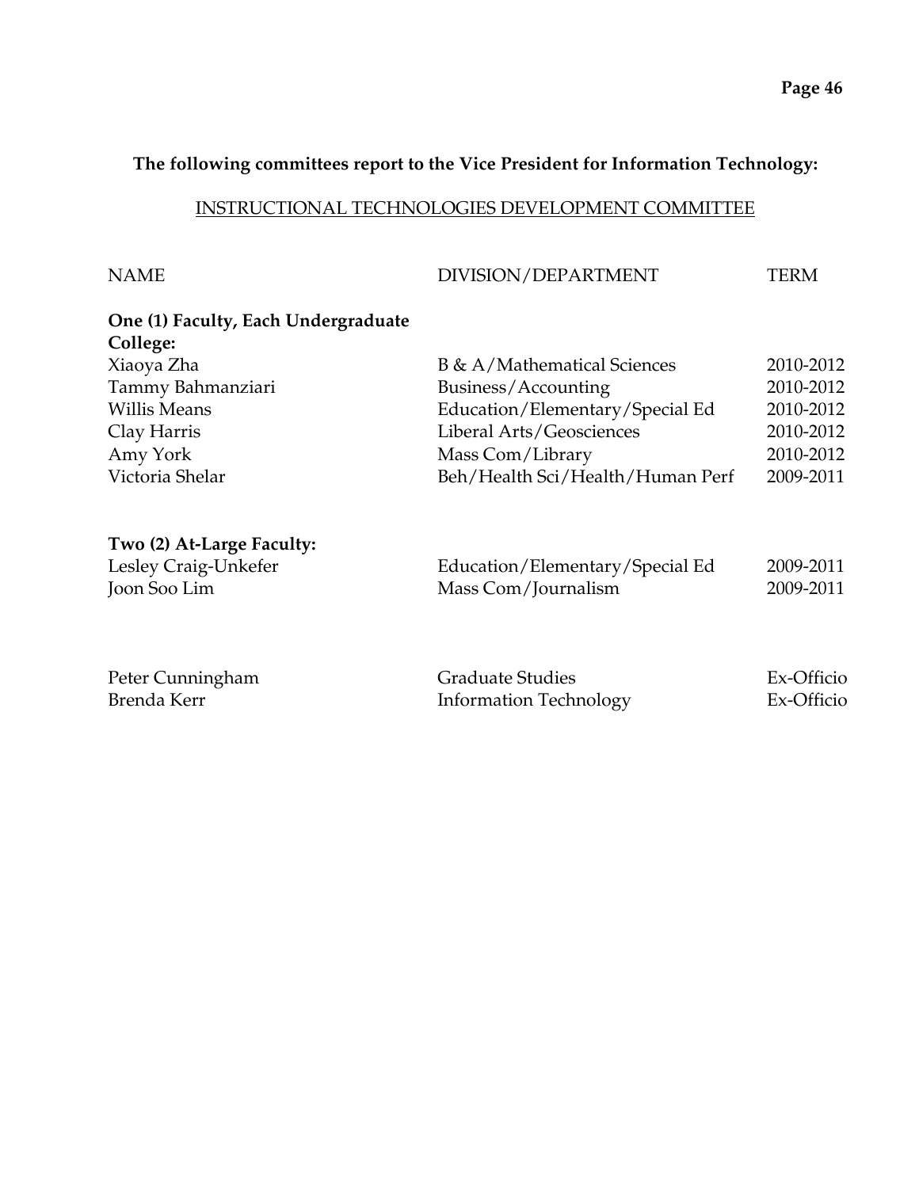**The following committees report to the Vice President for Information Technology:**

## INSTRUCTIONAL TECHNOLOGIES DEVELOPMENT COMMITTEE

| NAME | DIVISION/DEPARTMENT | TERM |
|---|---|---|
| **One (1) Faculty, Each Undergraduate College:** | | |
| Xiaoya Zha | B & A/Mathematical Sciences | 2010-2012 |
| Tammy Bahmanziari | Business/Accounting | 2010-2012 |
| Willis Means | Education/Elementary/Special Ed | 2010-2012 |
| Clay Harris | Liberal Arts/Geosciences | 2010-2012 |
| Amy York | Mass Com/Library | 2010-2012 |
| Victoria Shelar | Beh/Health Sci/Health/Human Perf | 2009-2011 |
| **Two (2) At-Large Faculty:** | | |
| Lesley Craig-Unkefer | Education/Elementary/Special Ed | 2009-2011 |
| Joon Soo Lim | Mass Com/Journalism | 2009-2011 |
| Peter Cunningham | Graduate Studies | Ex-Officio |
| Brenda Kerr | Information Technology | Ex-Officio |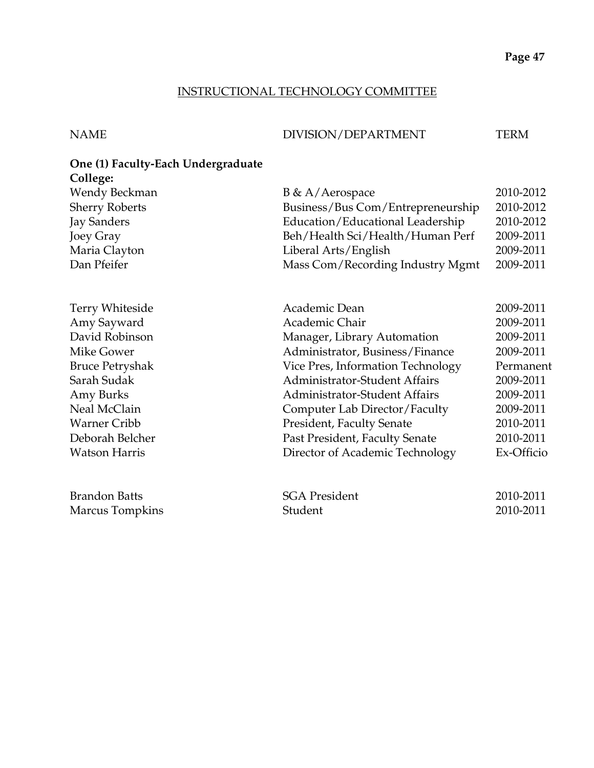## INSTRUCTIONAL TECHNOLOGY COMMITTEE

| NAME | DIVISION/DEPARTMENT | TERM |
|---|---|---|
| **One (1) Faculty-Each Undergraduate College:** | | |
| Wendy Beckman | B & A/Aerospace | 2010-2012 |
| Sherry Roberts | Business/Bus Com/Entrepreneurship | 2010-2012 |
| Jay Sanders | Education/Educational Leadership | 2010-2012 |
| Joey Gray | Beh/Health Sci/Health/Human Perf | 2009-2011 |
| Maria Clayton | Liberal Arts/English | 2009-2011 |
| Dan Pfeifer | Mass Com/Recording Industry Mgmt | 2009-2011 |
| | | |
| Terry Whiteside | Academic Dean | 2009-2011 |
| Amy Sayward | Academic Chair | 2009-2011 |
| David Robinson | Manager, Library Automation | 2009-2011 |
| Mike Gower | Administrator, Business/Finance | 2009-2011 |
| Bruce Petryshak | Vice Pres, Information Technology | Permanent |
| Sarah Sudak | Administrator-Student Affairs | 2009-2011 |
| Amy Burks | Administrator-Student Affairs | 2009-2011 |
| Neal McClain | Computer Lab Director/Faculty | 2009-2011 |
| Warner Cribb | President, Faculty Senate | 2010-2011 |
| Deborah Belcher | Past President, Faculty Senate | 2010-2011 |
| Watson Harris | Director of Academic Technology | Ex-Officio |
| | | |
| Brandon Batts | SGA President | 2010-2011 |
| Marcus Tompkins | Student | 2010-2011 |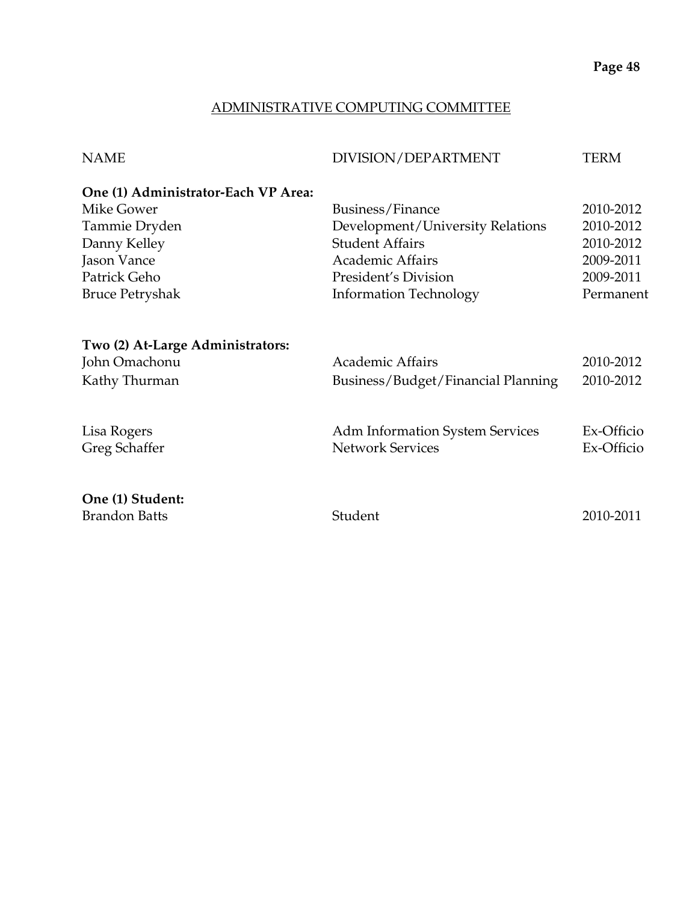## ADMINISTRATIVE COMPUTING COMMITTEE

| NAME | DIVISION/DEPARTMENT | TERM |
|---|---|---|
| **One (1) Administrator-Each VP Area:** | | |
| Mike Gower | Business/Finance | 2010-2012 |
| Tammie Dryden | Development/University Relations | 2010-2012 |
| Danny Kelley | Student Affairs | 2010-2012 |
| Jason Vance | Academic Affairs | 2009-2011 |
| Patrick Geho | President's Division | 2009-2011 |
| Bruce Petryshak | Information Technology | Permanent |
| **Two (2) At-Large Administrators:** | | |
| John Omachonu | Academic Affairs | 2010-2012 |
| Kathy Thurman | Business/Budget/Financial Planning | 2010-2012 |
| Lisa Rogers | Adm Information System Services | Ex-Officio |
| Greg Schaffer | Network Services | Ex-Officio |
| **One (1) Student:** | | |
| Brandon Batts | Student | 2010-2011 |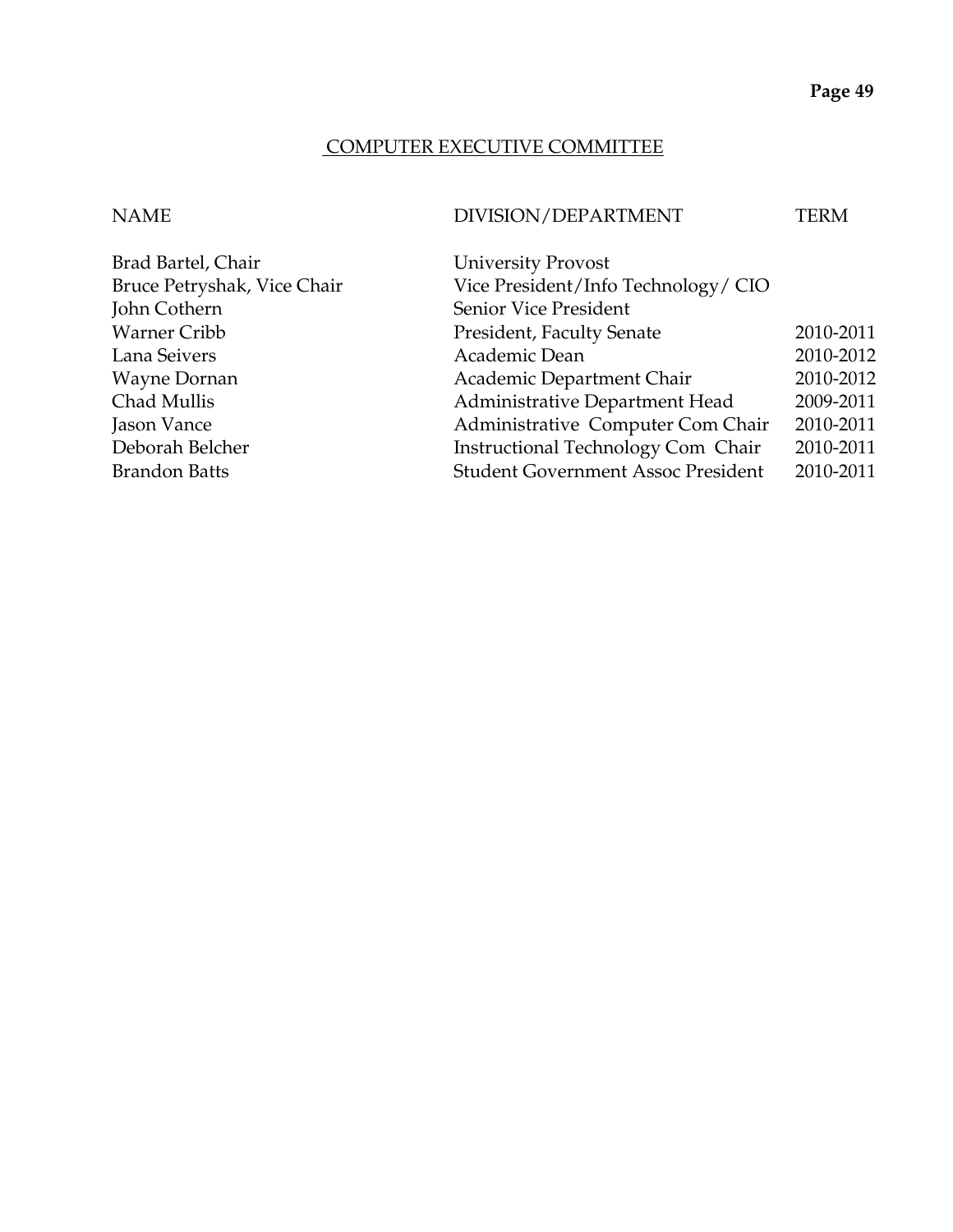## COMPUTER EXECUTIVE COMMITTEE

| NAME | DIVISION/DEPARTMENT | TERM |
|---|---|---|
| Brad Bartel, Chair | University Provost | |
| Bruce Petryshak, Vice Chair | Vice President/Info Technology/ CIO | |
| John Cothern | Senior Vice President | |
| Warner Cribb | President, Faculty Senate | 2010-2011 |
| Lana Seivers | Academic Dean | 2010-2012 |
| Wayne Dornan | Academic Department Chair | 2010-2012 |
| Chad Mullis | Administrative Department Head | 2009-2011 |
| Jason Vance | Administrative Computer Com Chair | 2010-2011 |
| Deborah Belcher | Instructional Technology Com Chair | 2010-2011 |
| Brandon Batts | Student Government Assoc President | 2010-2011 |